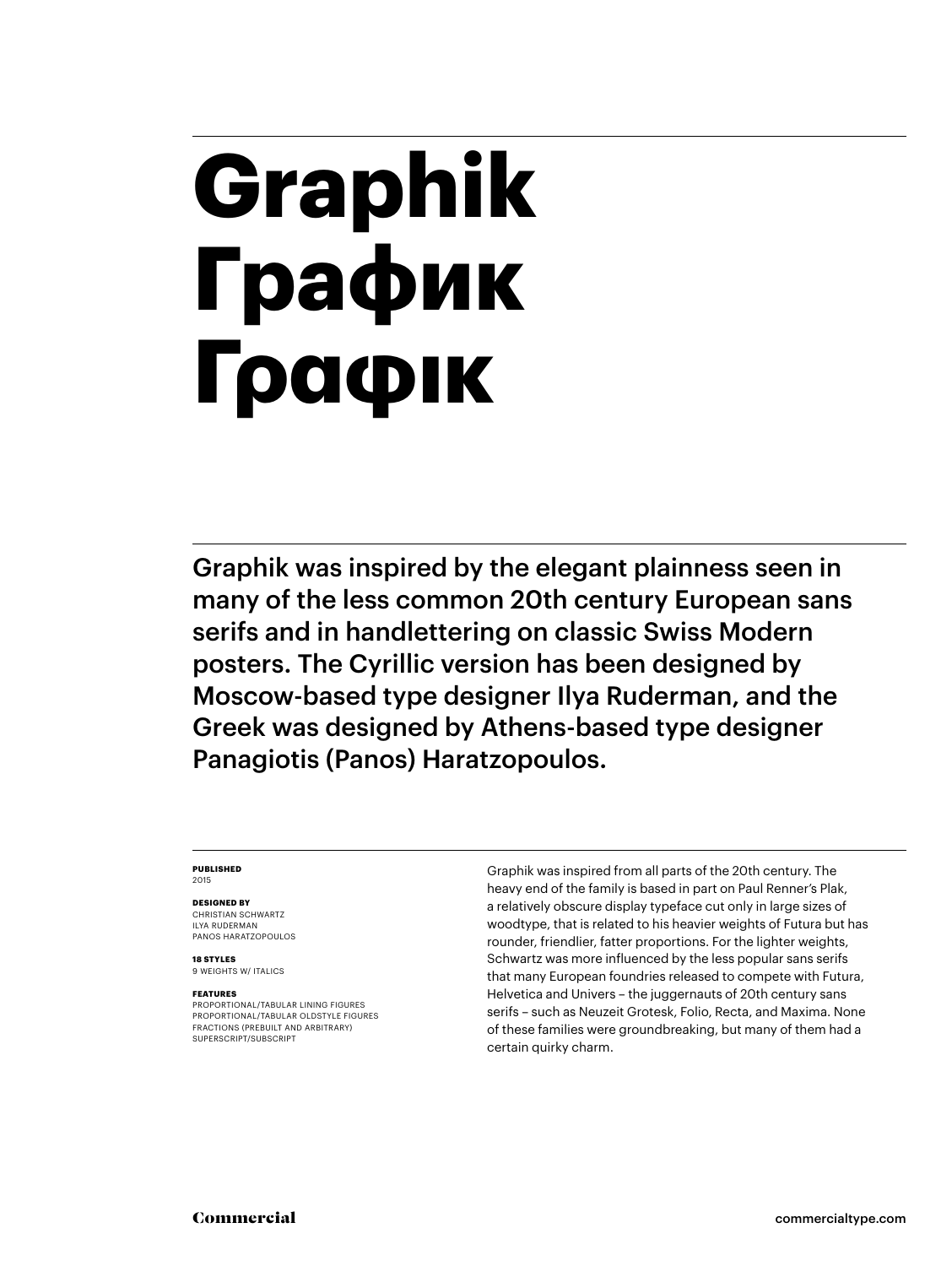# Graphik
# График
# Γραφικ

Graphik was inspired by the elegant plainness seen in many of the less common 20th century European sans serifs and in handlettering on classic Swiss Modern posters. The Cyrillic version has been designed by Moscow-based type designer Ilya Ruderman, and the Greek was designed by Athens-based type designer Panagiotis (Panos) Haratzopoulos.

**PUBLISHED**
2015

**DESIGNED BY**
CHRISTIAN SCHWARTZ
ILYA RUDERMAN
PANOS HARATZOPOULOS

**18 STYLES**
9 WEIGHTS W/ ITALICS

**FEATURES**
PROPORTIONAL/TABULAR LINING FIGURES
PROPORTIONAL/TABULAR OLDSTYLE FIGURES
FRACTIONS (PREBUILT AND ARBITRARY)
SUPERSCRIPT/SUBSCRIPT

Graphik was inspired from all parts of the 20th century. The heavy end of the family is based in part on Paul Renner's Plak, a relatively obscure display typeface cut only in large sizes of woodtype, that is related to his heavier weights of Futura but has rounder, friendlier, fatter proportions. For the lighter weights, Schwartz was more influenced by the less popular sans serifs that many European foundries released to compete with Futura, Helvetica and Univers – the juggernauts of 20th century sans serifs – such as Neuzeit Grotesk, Folio, Recta, and Maxima. None of these families were groundbreaking, but many of them had a certain quirky charm.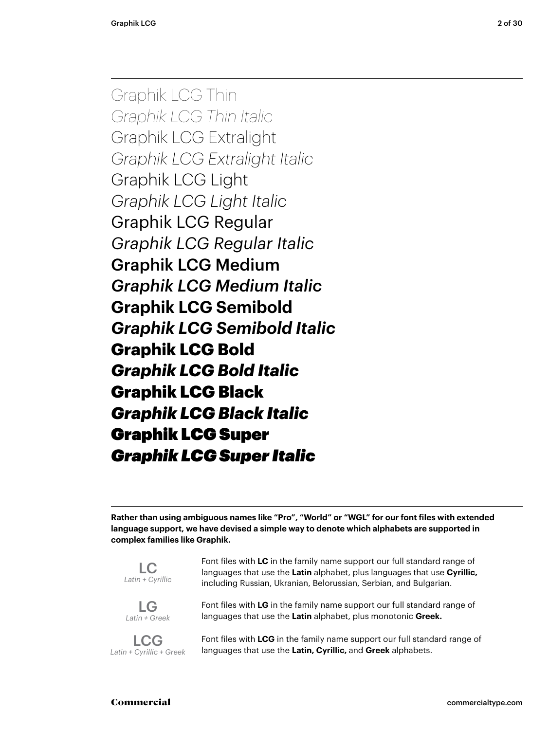Graphik LCG Thin

*Graphik LCG Thin Italic*

Graphik LCG Extralight

*Graphik LCG Extralight Italic*

Graphik LCG Light

*Graphik LCG Light Italic*

Graphik LCG Regular

*Graphik LCG Regular Italic*

**Graphik LCG Medium**

***Graphik LCG Medium Italic***

**Graphik LCG Semibold**

***Graphik LCG Semibold Italic***

**Graphik LCG Bold**

***Graphik LCG Bold Italic***

**Graphik LCG Black**

***Graphik LCG Black Italic***

**Graphik LCG Super**

***Graphik LCG Super Italic***

---

**Rather than using ambiguous names like "Pro", "World" or "WGL" for our font files with extended language support, we have devised a simple way to denote which alphabets are supported in complex families like Graphik.**

LC
*Latin + Cyrillic*

Font files with **LC** in the family name support our full standard range of languages that use the **Latin** alphabet, plus languages that use **Cyrillic,** including Russian, Ukranian, Belorussian, Serbian, and Bulgarian.

LG
*Latin + Greek*

Font files with **LG** in the family name support our full standard range of languages that use the **Latin** alphabet, plus monotonic **Greek.**

LCG
*Latin + Cyrillic + Greek*

Font files with **LCG** in the family name support our full standard range of languages that use the **Latin, Cyrillic,** and **Greek** alphabets.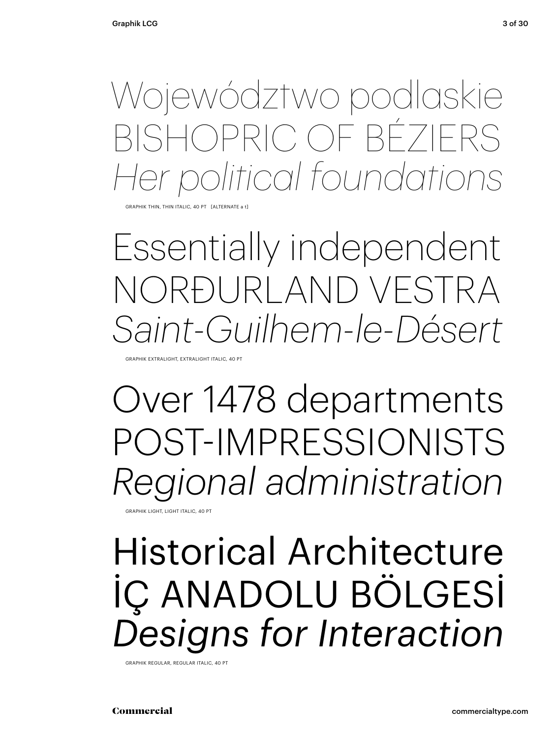Województwo podlaskie
BISHOPRIC OF BÉZIERS
*Her political foundations*

GRAPHIK THIN, THIN ITALIC, 40 PT [ALTERNATE a t]

Essentially independent
NORÐURLAND VESTRA
*Saint-Guilhem-le-Désert*

GRAPHIK EXTRALIGHT, EXTRALIGHT ITALIC, 40 PT

Over 1478 departments
POST-IMPRESSIONISTS
*Regional administration*

GRAPHIK LIGHT, LIGHT ITALIC, 40 PT

Historical Architecture
İÇ ANADOLU BÖLGESİ
*Designs for Interaction*

GRAPHIK REGULAR, REGULAR ITALIC, 40 PT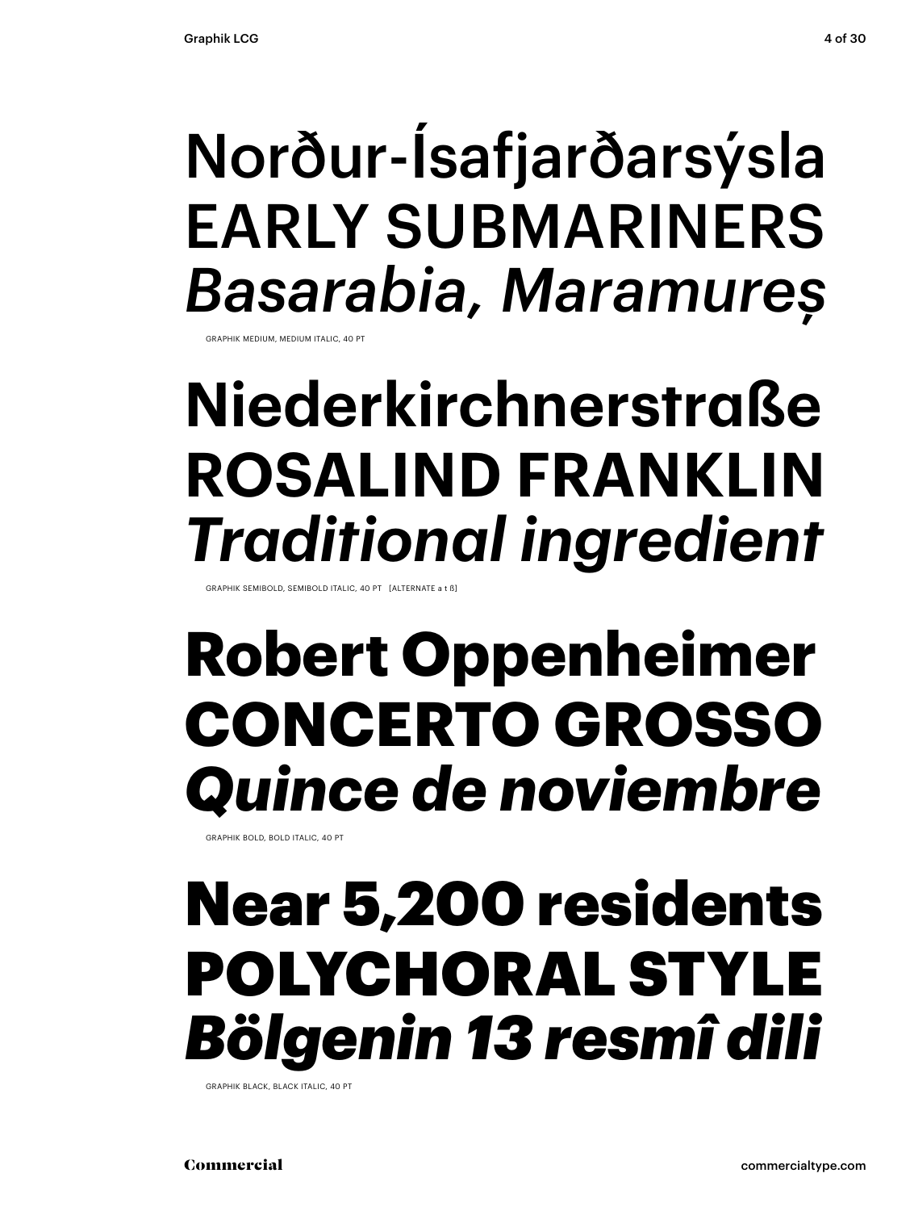Norður-Ísafjarðarsýsla
EARLY SUBMARINERS
*Basarabia, Maramureș*

GRAPHIK MEDIUM, MEDIUM ITALIC, 40 PT

**Niederkirchnerstraße**
**ROSALIND FRANKLIN**
***Traditional ingredient***

GRAPHIK SEMIBOLD, SEMIBOLD ITALIC, 40 PT [ALTERNATE a t ß]

**Robert Oppenheimer**
**CONCERTO GROSSO**
***Quince de noviembre***

GRAPHIK BOLD, BOLD ITALIC, 40 PT

**Near 5,200 residents**
**POLYCHORAL STYLE**
***Bölgenin 13 resmî dili***

GRAPHIK BLACK, BLACK ITALIC, 40 PT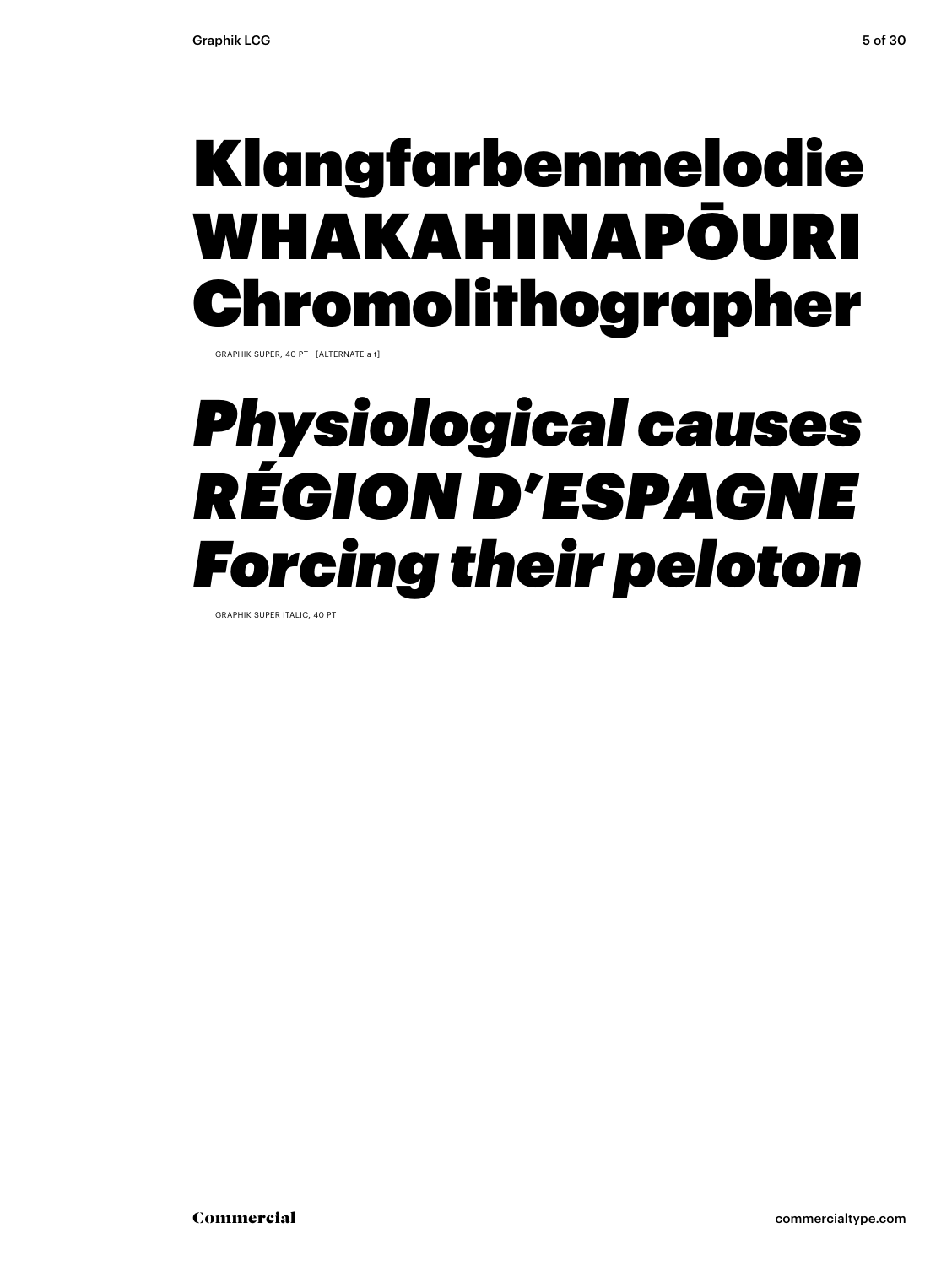# Klangfarbenmelodie WHAKAHINAPŌURI Chromolithographer

GRAPHIK SUPER, 40 PT [ALTERNATE a t]

# *Physiological causes RÉGION D'ESPAGNE Forcing their peloton*

GRAPHIK SUPER ITALIC, 40 PT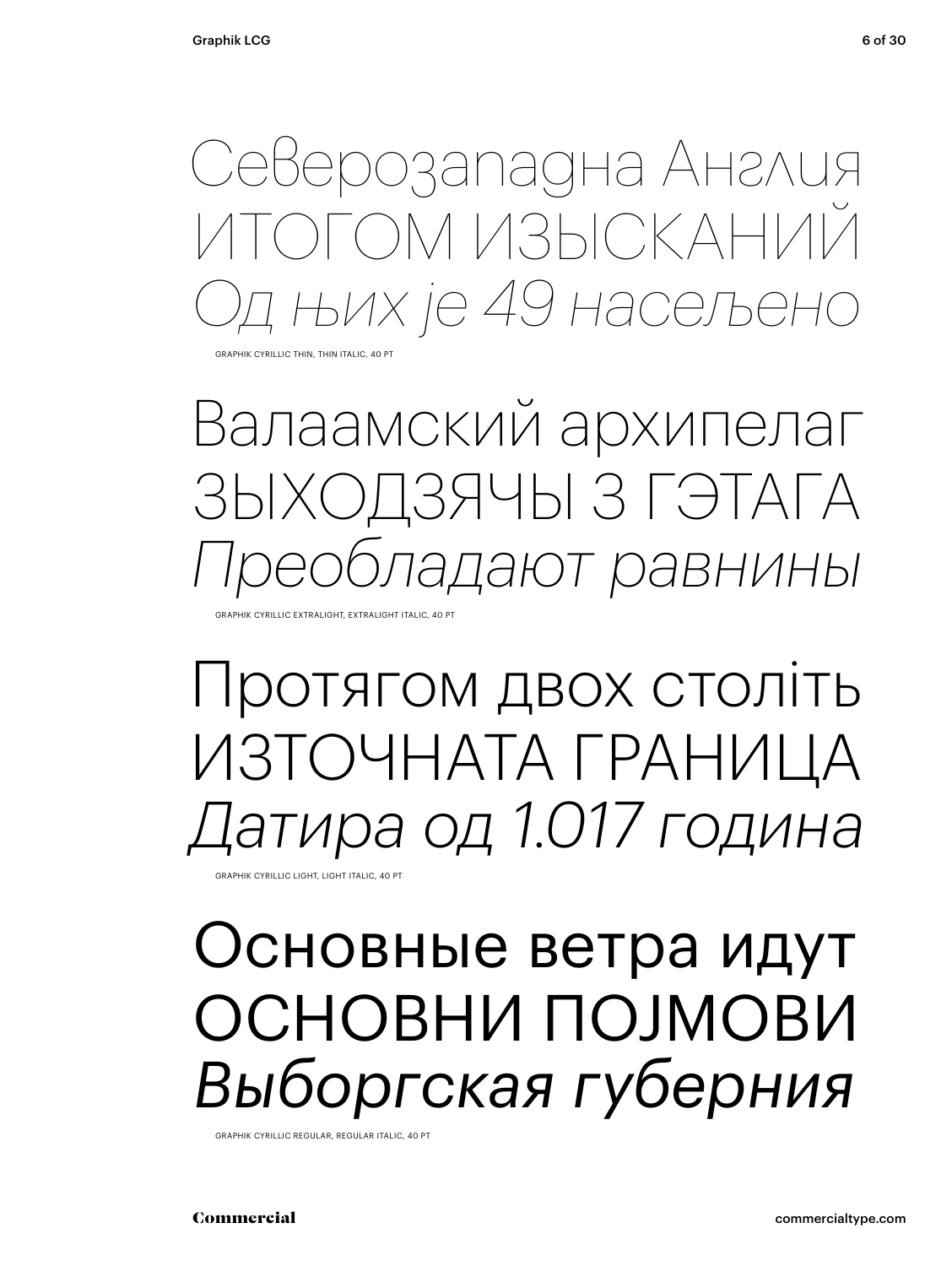Северозападна Англия
ИТОГОМ ИЗЫСКАНИЙ
*Од њих је 49 насељено*

GRAPHIK CYRILLIC THIN, THIN ITALIC, 40 PT

Валаамский архипелаг
ЗЫХОДЗЯЧЫ З ГЭТАГА
*Преобладают равнины*

GRAPHIK CYRILLIC EXTRALIGHT, EXTRALIGHT ITALIC, 40 PT

Протягом двох століть
ИЗТОЧНАТА ГРАНИЦА
*Датира од 1.017 година*

GRAPHIK CYRILLIC LIGHT, LIGHT ITALIC, 40 PT

Основные ветра идут
ОСНОВНИ ПОЈМОВИ
*Выборгская губерния*

GRAPHIK CYRILLIC REGULAR, REGULAR ITALIC, 40 PT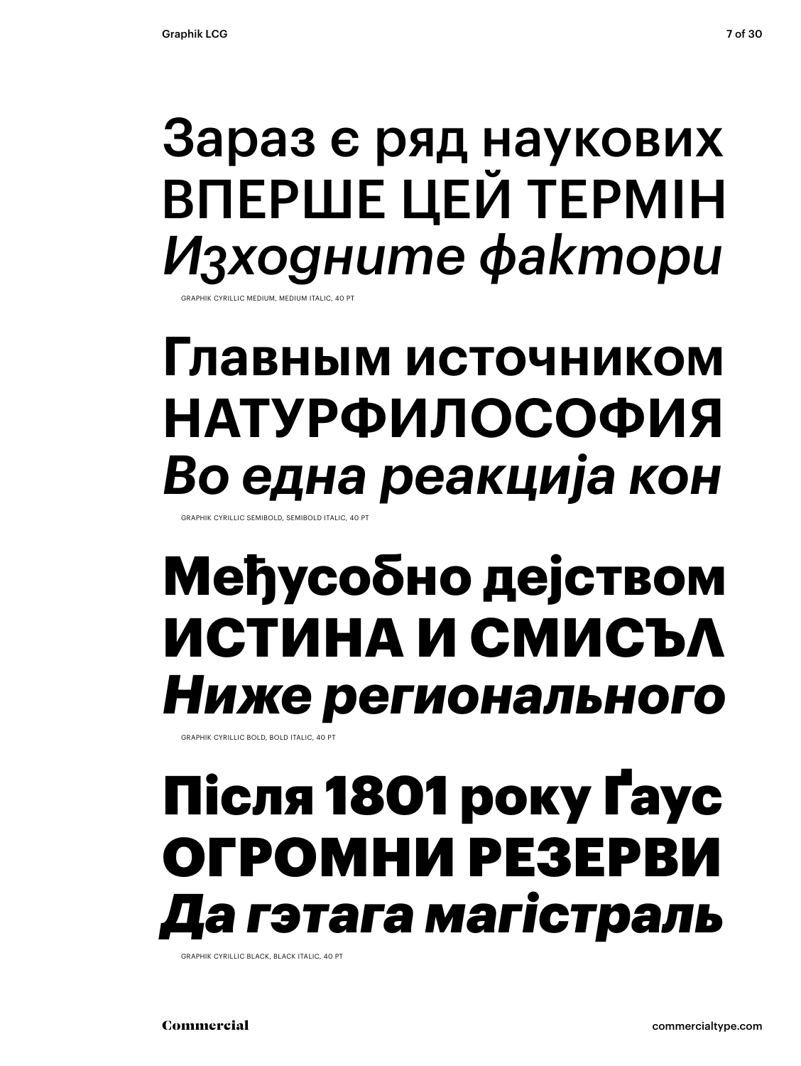Зараз є ряд наукових
ВПЕРШЕ ЦЕЙ ТЕРМІН
*Изходните фактори*

GRAPHIK CYRILLIC MEDIUM, MEDIUM ITALIC, 40 PT

**Главным источником**
**НАТУРФИЛОСОФИЯ**
***Во една реакција кон***

GRAPHIK CYRILLIC SEMIBOLD, SEMIBOLD ITALIC, 40 PT

**Међусобно дејством**
**ИСТИНА И СМИСЪЛ**
***Ниже регионального***

GRAPHIK CYRILLIC BOLD, BOLD ITALIC, 40 PT

**Після 1801 року Ґаус**
**ОГРОМНИ РЕЗЕРВИ**
***Да гэтага магістраль***

GRAPHIK CYRILLIC BLACK, BLACK ITALIC, 40 PT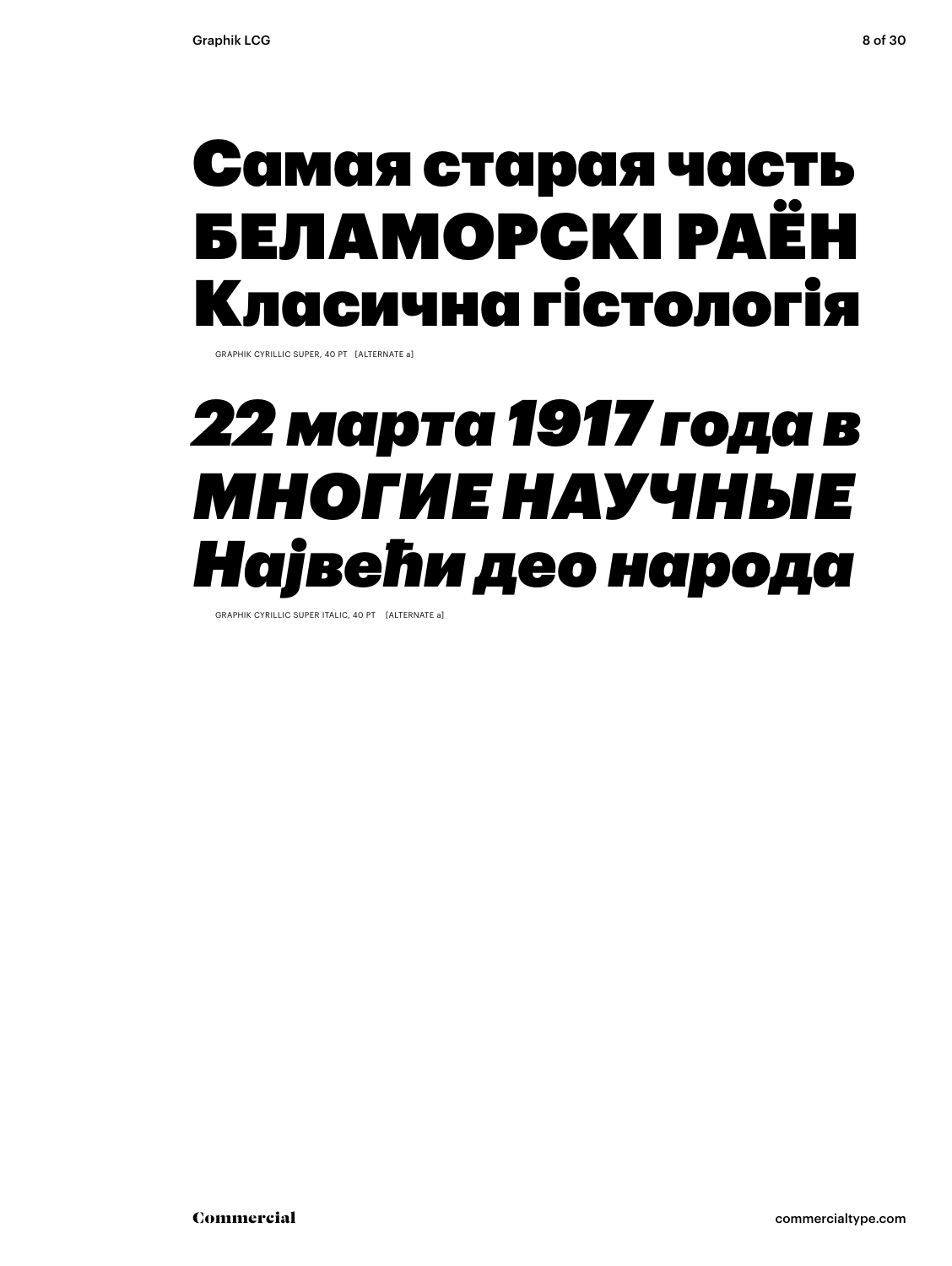# Самая старая часть
# БЕЛАМОРСКІ РАЁН
# Класична гістологія

GRAPHIK CYRILLIC SUPER, 40 PT [ALTERNATE a]

# *22 марта 1917 года в*
# *МНОГИЕ НАУЧНЫЕ*
# *Највећи део народа*

GRAPHIK CYRILLIC SUPER ITALIC, 40 PT [ALTERNATE a]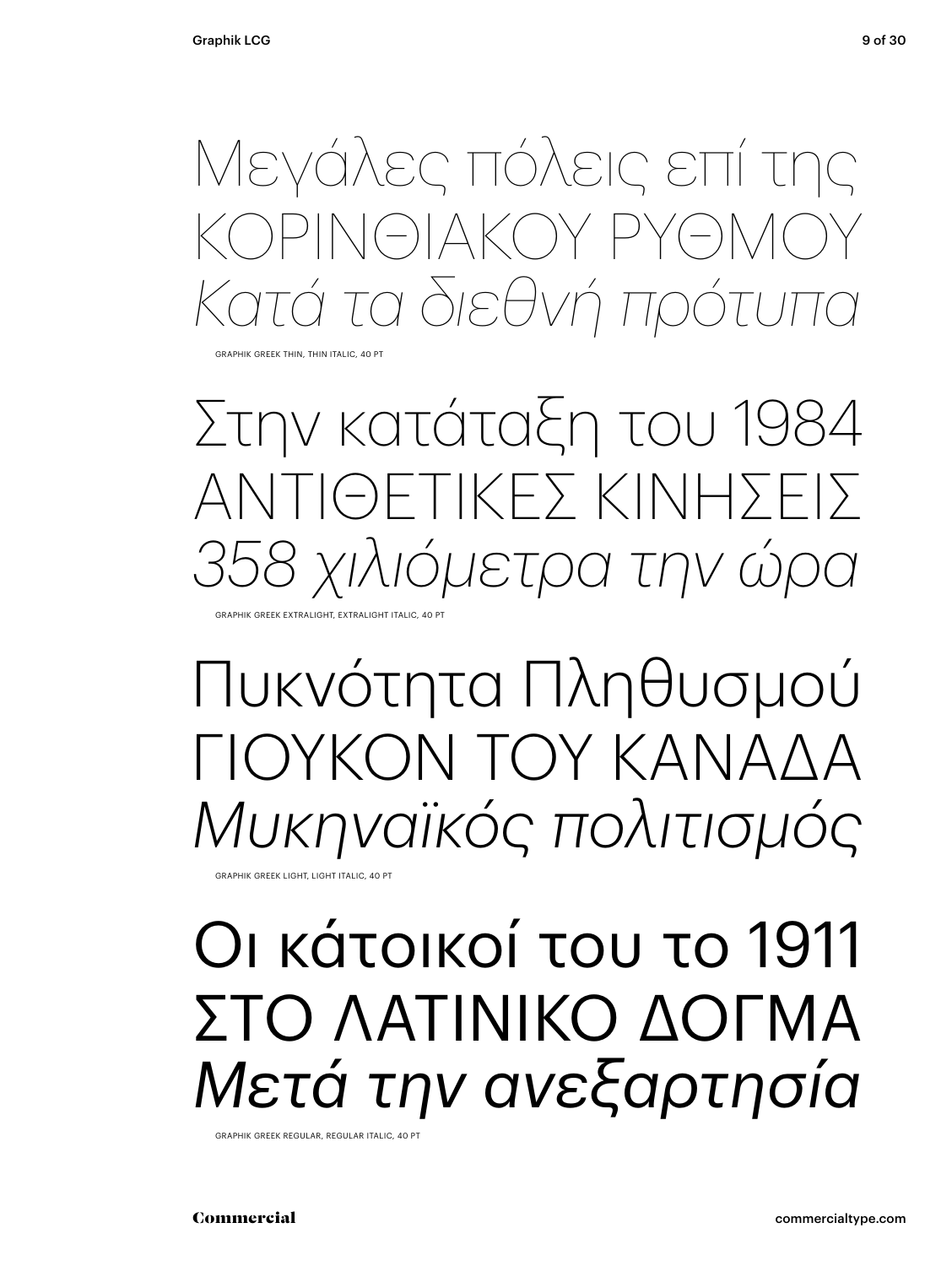Μεγάλες πόλεις επί της
ΚΟΡΙΝΘΙΑΚΟΥ ΡΥΘΜΟΥ
*Κατά τα διεθνή πρότυπα*

GRAPHIK GREEK THIN, THIN ITALIC, 40 PT

Στην κατάταξη του 1984
ΑΝΤΙΘΕΤΙΚΕΣ ΚΙΝΗΣΕΙΣ
*358 χιλιόμετρα την ώρα*

GRAPHIK GREEK EXTRALIGHT, EXTRALIGHT ITALIC, 40 PT

Πυκνότητα Πληθυσμού
ΓΙΟΥΚΟΝ ΤΟΥ ΚΑΝΑΔΑ
*Μυκηναϊκός πολιτισμός*

GRAPHIK GREEK LIGHT, LIGHT ITALIC, 40 PT

Οι κάτοικοί του το 1911
ΣΤΟ ΛΑΤΙΝΙΚΟ ΔΟΓΜΑ
*Μετά την ανεξαρτησία*

GRAPHIK GREEK REGULAR, REGULAR ITALIC, 40 PT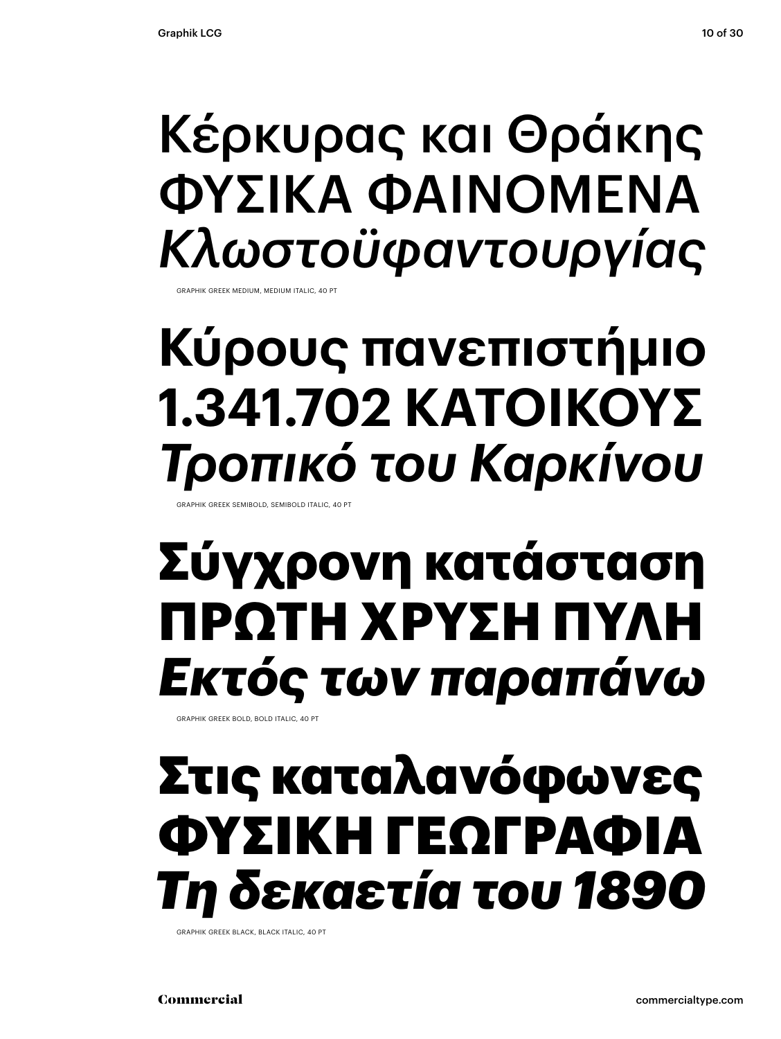Κέρκυρας και Θράκης
ΦΥΣΙΚΑ ΦΑΙΝΟΜΕΝΑ
*Κλωστοϋφαντουργίας*

GRAPHIK GREEK MEDIUM, MEDIUM ITALIC, 40 PT

**Κύρους πανεπιστήμιο**
**1.341.702 ΚΑΤΟΙΚΟΥΣ**
***Τροπικό του Καρκίνου***

GRAPHIK GREEK SEMIBOLD, SEMIBOLD ITALIC, 40 PT

**Σύγχρονη κατάσταση**
**ΠΡΩΤΗ ΧΡΥΣΗ ΠΥΛΗ**
***Εκτός των παραπάνω***

GRAPHIK GREEK BOLD, BOLD ITALIC, 40 PT

**Στις καταλανόφωνες**
**ΦΥΣΙΚΗ ΓΕΩΓΡΑΦΙΑ**
***Τη δεκαετία του 1890***

GRAPHIK GREEK BLACK, BLACK ITALIC, 40 PT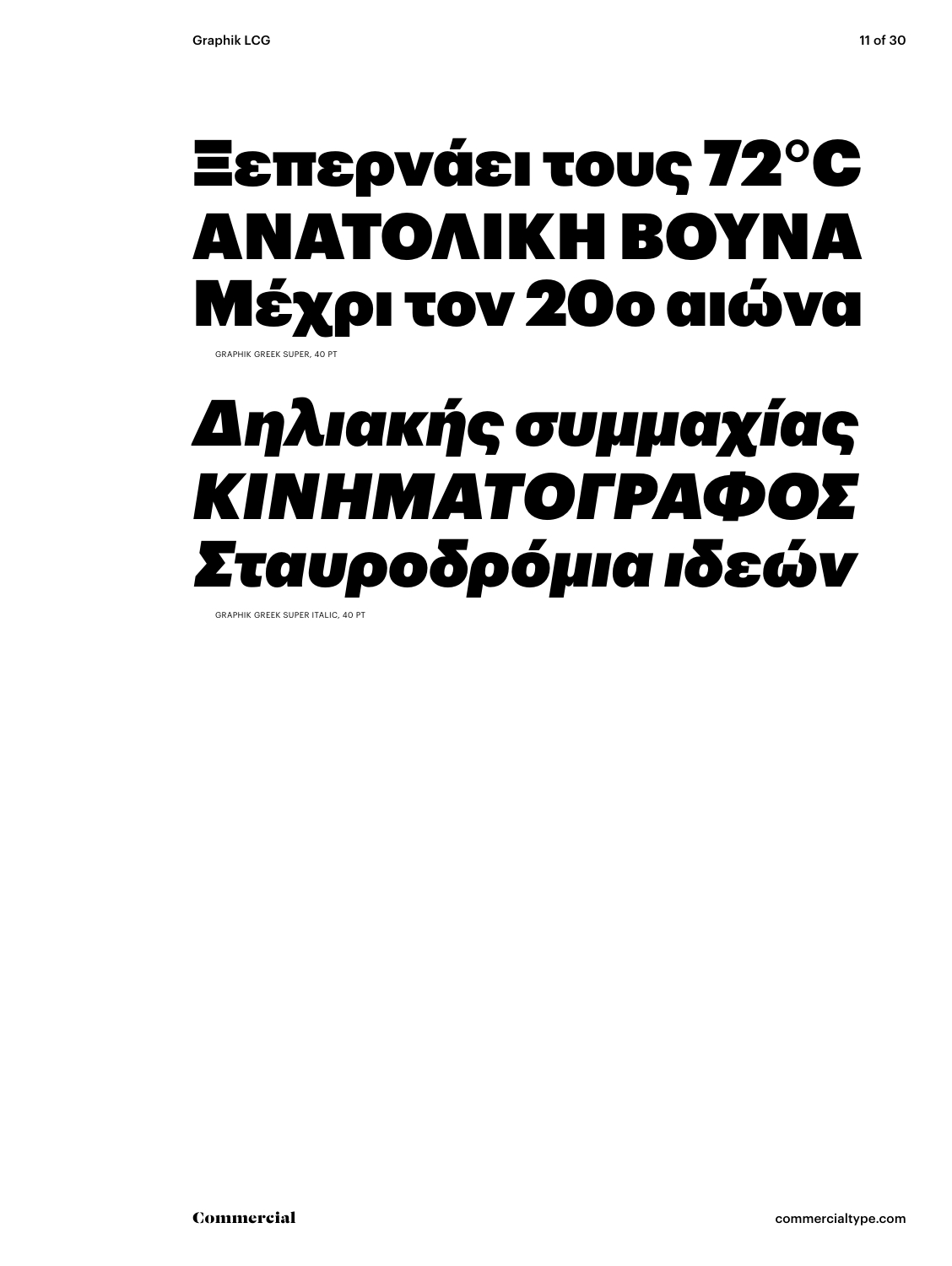Ξεπερνάει τους 72°C
ΑΝΑΤΟΛΙΚΗ ΒΟΥΝΑ
Μέχρι τον 20ο αιώνα

GRAPHIK GREEK SUPER, 40 PT

*Δηλιακής συμμαχίας*
*ΚΙΝΗΜΑΤΟΓΡΑΦΟΣ*
*Σταυροδρόμια ιδεών*

GRAPHIK GREEK SUPER ITALIC, 40 PT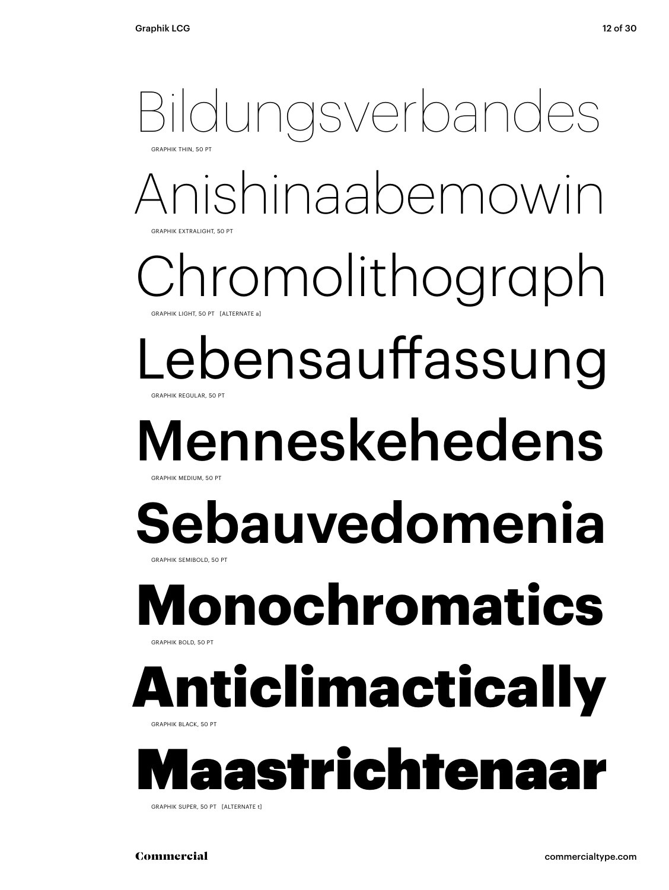Bildungsverbandes

GRAPHIK THIN, 50 PT

Anishinaabemowin

GRAPHIK EXTRALIGHT, 50 PT

Chromolithograph

GRAPHIK LIGHT, 50 PT [ALTERNATE a]

Lebensauffassung

GRAPHIK REGULAR, 50 PT

**Menneskehedens**

GRAPHIK MEDIUM, 50 PT

**Sebauvedomenia**

GRAPHIK SEMIBOLD, 50 PT

**Monochromatics**

GRAPHIK BOLD, 50 PT

**Anticlimactically**

GRAPHIK BLACK, 50 PT

**Maastrichtenaar**

GRAPHIK SUPER, 50 PT [ALTERNATE t]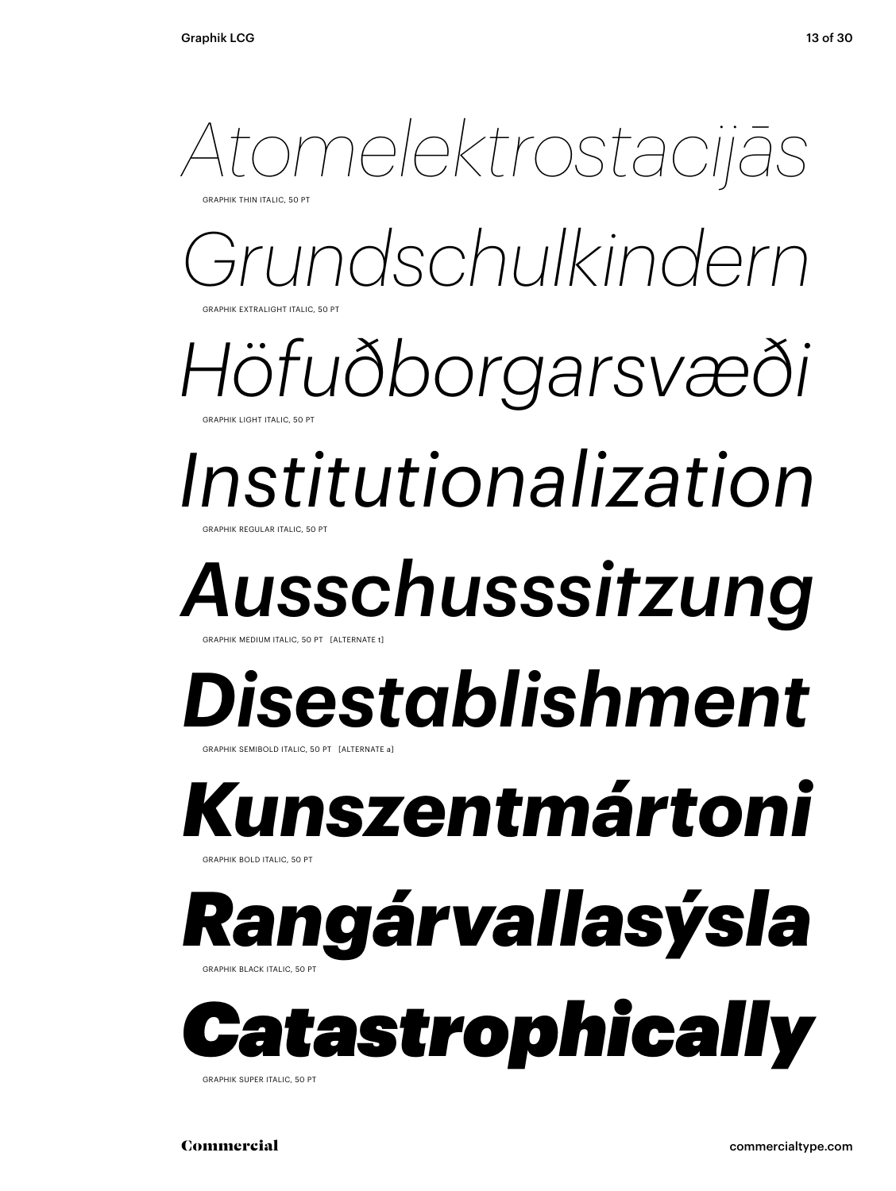*Atomelektrostacijās*

GRAPHIK THIN ITALIC, 50 PT

*Grundschulkindern*

GRAPHIK EXTRALIGHT ITALIC, 50 PT

*Höfuðborgarsvæði*

GRAPHIK LIGHT ITALIC, 50 PT

*Institutionalization*

GRAPHIK REGULAR ITALIC, 50 PT

***Ausschusssitzung***

GRAPHIK MEDIUM ITALIC, 50 PT [ALTERNATE t]

***Disestablishment***

GRAPHIK SEMIBOLD ITALIC, 50 PT [ALTERNATE a]

***Kunszentmártoni***

GRAPHIK BOLD ITALIC, 50 PT

***Rangárvallasýsla***

GRAPHIK BLACK ITALIC, 50 PT

***Catastrophically***

GRAPHIK SUPER ITALIC, 50 PT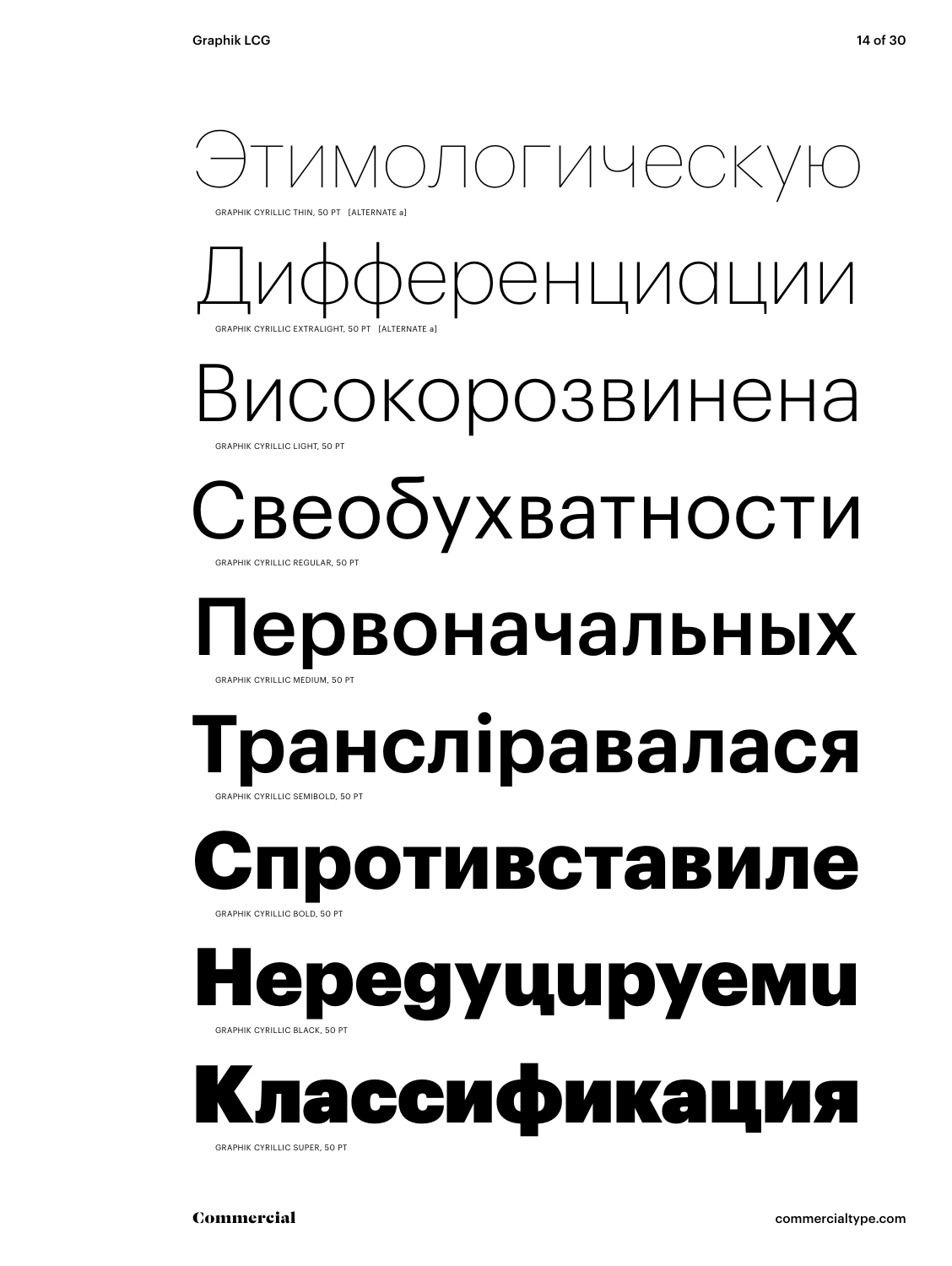Этимологическую

GRAPHIK CYRILLIC THIN, 50 PT [ALTERNATE a]

Дифференциации

GRAPHIK CYRILLIC EXTRALIGHT, 50 PT [ALTERNATE a]

Високорозвинена

GRAPHIK CYRILLIC LIGHT, 50 PT

Свеобухватности

GRAPHIK CYRILLIC REGULAR, 50 PT

Первоначальных

GRAPHIK CYRILLIC MEDIUM, 50 PT

Трансліравалася

GRAPHIK CYRILLIC SEMIBOLD, 50 PT

Спротивставиле

GRAPHIK CYRILLIC BOLD, 50 PT

Нередуцируеми

GRAPHIK CYRILLIC BLACK, 50 PT

Классификация

GRAPHIK CYRILLIC SUPER, 50 PT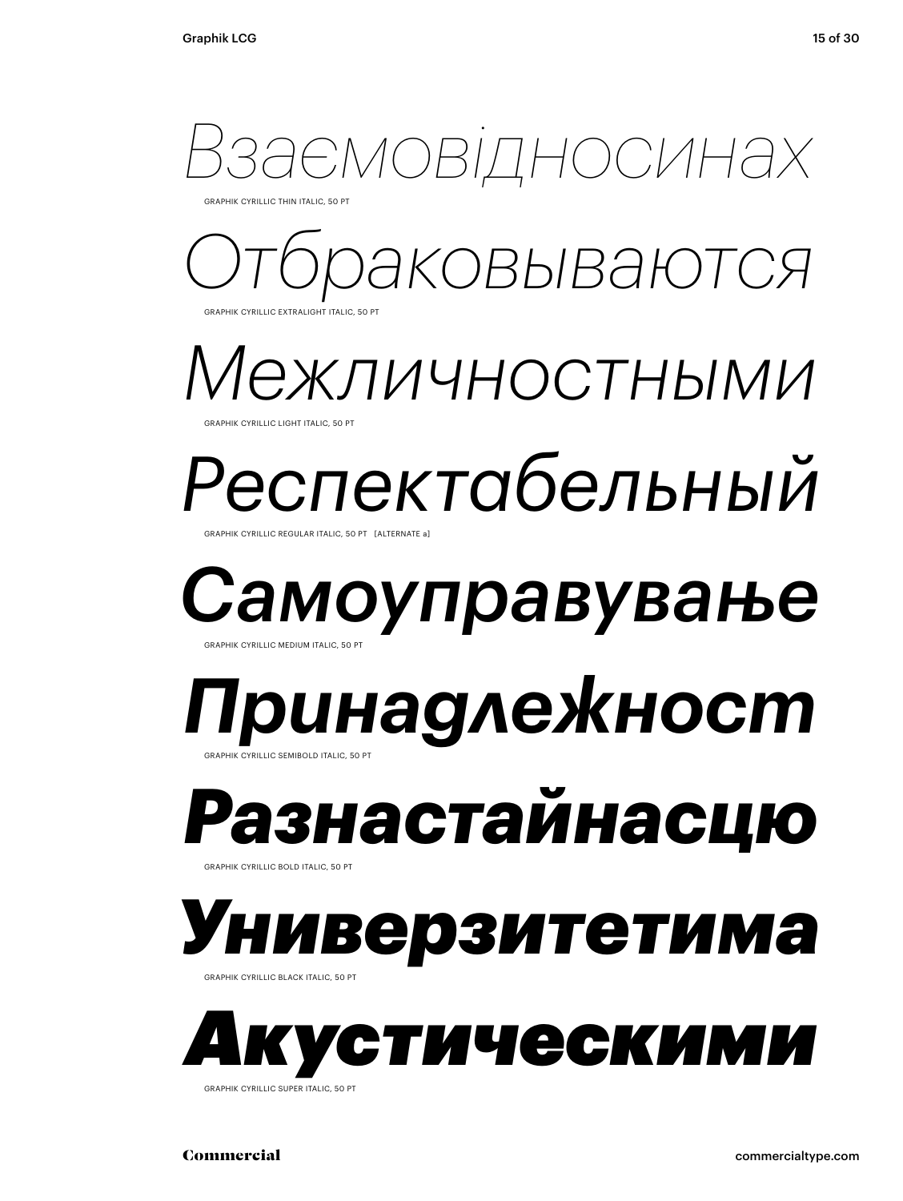*Взаємовідносинах*

GRAPHIK CYRILLIC THIN ITALIC, 50 PT

*Отбраковываются*

GRAPHIK CYRILLIC EXTRALIGHT ITALIC, 50 PT

*Межличностными*

GRAPHIK CYRILLIC LIGHT ITALIC, 50 PT

*Респектабельный*

GRAPHIK CYRILLIC REGULAR ITALIC, 50 PT [ALTERNATE a]

***Самоуправување***

GRAPHIK CYRILLIC MEDIUM ITALIC, 50 PT

***Принадлежност***

GRAPHIK CYRILLIC SEMIBOLD ITALIC, 50 PT

***Разнастайнасцю***

GRAPHIK CYRILLIC BOLD ITALIC, 50 PT

***Универзитетима***

GRAPHIK CYRILLIC BLACK ITALIC, 50 PT

***Акустическими***

GRAPHIK CYRILLIC SUPER ITALIC, 50 PT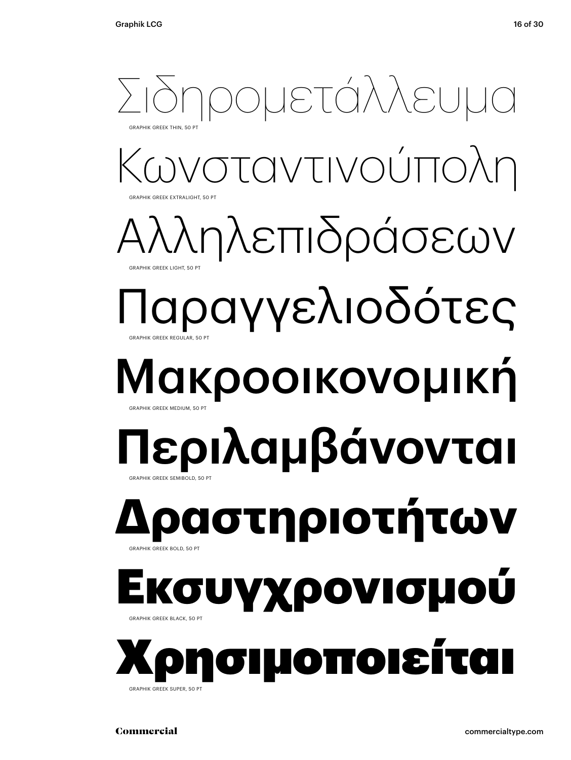Σιδηρομετάλλευμα

GRAPHIK GREEK THIN, 50 PT

Κωνσταντινούπολη

GRAPHIK GREEK EXTRALIGHT, 50 PT

Αλληλεπιδράσεων

GRAPHIK GREEK LIGHT, 50 PT

Παραγγελιοδότες

GRAPHIK GREEK REGULAR, 50 PT

Μακροοικονομική

GRAPHIK GREEK MEDIUM, 50 PT

**Περιλαμβάνονται**

GRAPHIK GREEK SEMIBOLD, 50 PT

**Δραστηριοτήτων**

GRAPHIK GREEK BOLD, 50 PT

**Εκσυγχρονισμού**

GRAPHIK GREEK BLACK, 50 PT

**Χρησιμοποιείται**

GRAPHIK GREEK SUPER, 50 PT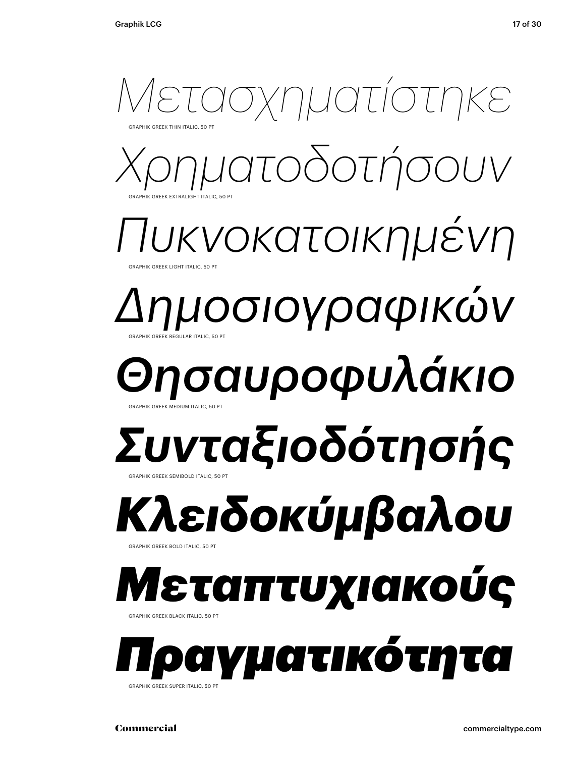*Μετασχηματίστηκε*

GRAPHIK GREEK THIN ITALIC, 50 PT

*Χρηματοδοτήσουν*

GRAPHIK GREEK EXTRALIGHT ITALIC, 50 PT

*Πυκνοκατοικημένη*

GRAPHIK GREEK LIGHT ITALIC, 50 PT

*Δημοσιογραφικών*

GRAPHIK GREEK REGULAR ITALIC, 50 PT

***Θησαυροφυλάκιο***

GRAPHIK GREEK MEDIUM ITALIC, 50 PT

***Συνταξιοδότησής***

GRAPHIK GREEK SEMIBOLD ITALIC, 50 PT

***Κλειδοκύμβαλου***

GRAPHIK GREEK BOLD ITALIC, 50 PT

***Μεταπτυχιακούς***

GRAPHIK GREEK BLACK ITALIC, 50 PT

***Πραγματικότητα***

GRAPHIK GREEK SUPER ITALIC, 50 PT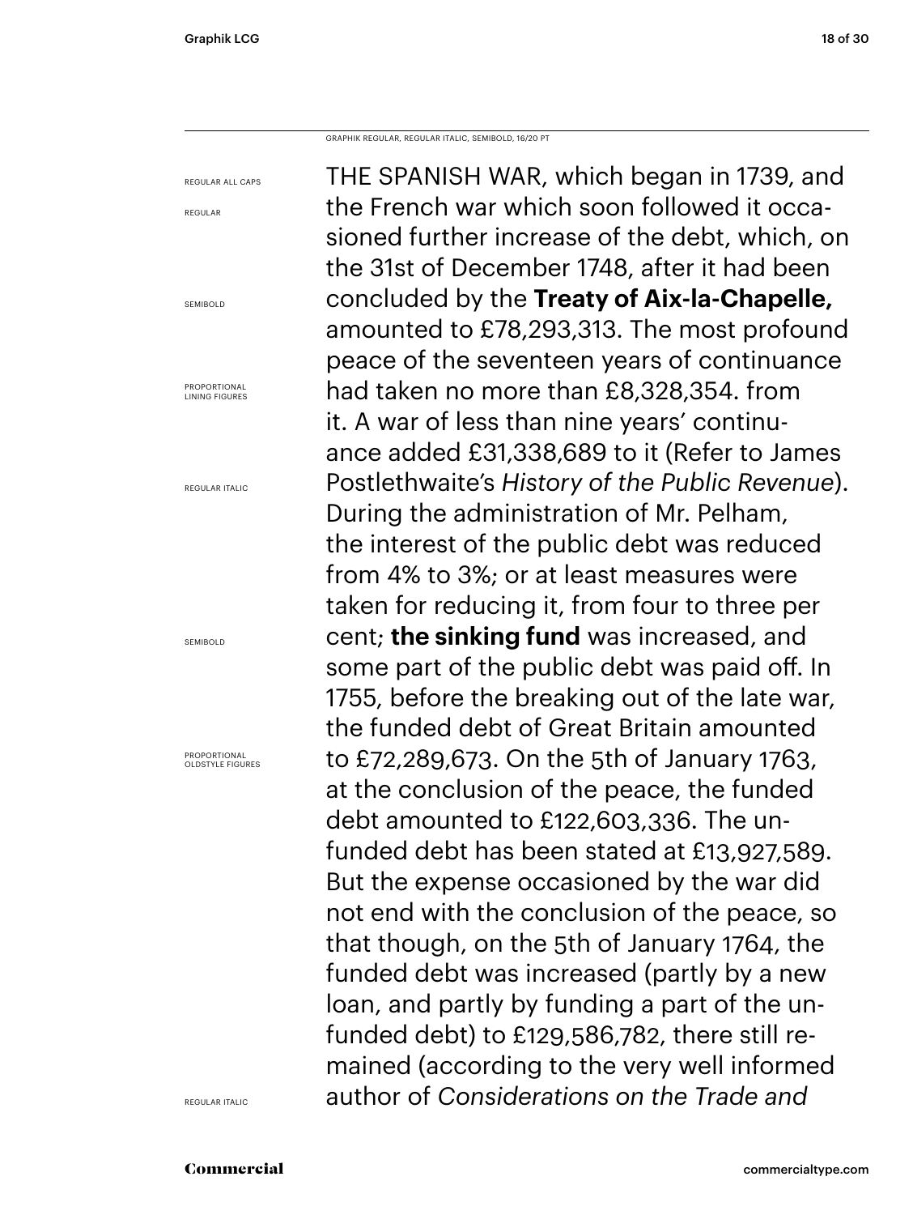GRAPHIK REGULAR, REGULAR ITALIC, SEMIBOLD, 16/20 PT

REGULAR ALL CAPS

REGULAR

SEMIBOLD

PROPORTIONAL LINING FIGURES

REGULAR ITALIC

SEMIBOLD

PROPORTIONAL OLDSTYLE FIGURES

REGULAR ITALIC

THE SPANISH WAR, which began in 1739, and the French war which soon followed it occasioned further increase of the debt, which, on the 31st of December 1748, after it had been concluded by the **Treaty of Aix-la-Chapelle,** amounted to £78,293,313. The most profound peace of the seventeen years of continuance had taken no more than £8,328,354. from it. A war of less than nine years' continuance added £31,338,689 to it (Refer to James Postlethwaite's *History of the Public Revenue*). During the administration of Mr. Pelham, the interest of the public debt was reduced from 4% to 3%; or at least measures were taken for reducing it, from four to three per cent; **the sinking fund** was increased, and some part of the public debt was paid off. In 1755, before the breaking out of the late war, the funded debt of Great Britain amounted to £72,289,673. On the 5th of January 1763, at the conclusion of the peace, the funded debt amounted to £122,603,336. The unfunded debt has been stated at £13,927,589. But the expense occasioned by the war did not end with the conclusion of the peace, so that though, on the 5th of January 1764, the funded debt was increased (partly by a new loan, and partly by funding a part of the unfunded debt) to £129,586,782, there still remained (according to the very well informed author of *Considerations on the Trade and*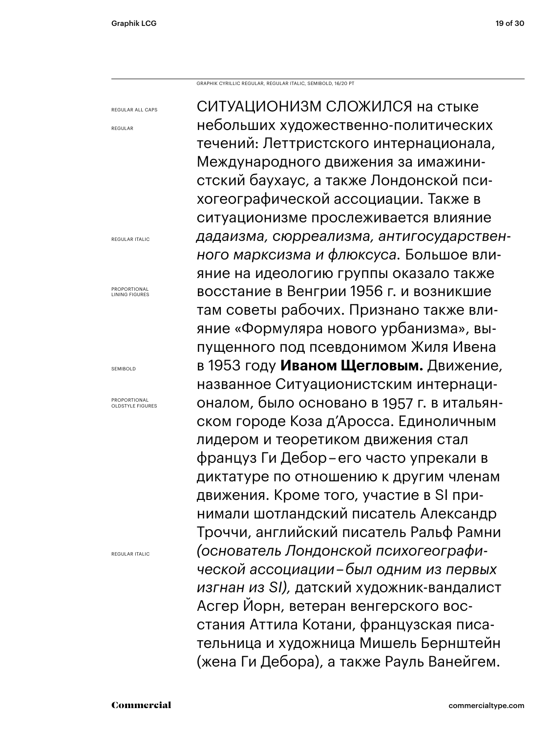GRAPHIK CYRILLIC REGULAR, REGULAR ITALIC, SEMIBOLD, 16/20 PT

REGULAR ALL CAPS

REGULAR

REGULAR ITALIC

PROPORTIONAL LINING FIGURES

SEMIBOLD

PROPORTIONAL OLDSTYLE FIGURES

REGULAR ITALIC

СИТУАЦИОНИЗМ СЛОЖИЛСЯ на стыке небольших художественно-политических течений: Леттристского интернационала, Международного движения за имажинистский баухаус, а также Лондонской психогеографической ассоциации. Также в ситуационизме прослеживается влияние *дадаизма, сюрреализма, антигосударственного марксизма и флюксуса*. Большое влияние на идеологию группы оказало также восстание в Венгрии 1956 г. и возникшие там советы рабочих. Признано также влияние «Формуляра нового урбанизма», выпущенного под псевдонимом Жиля Ивена в 1953 году **Иваном Щегловым.** Движение, названное Ситуационистским интернационалом, было основано в 1957 г. в итальянском городе Коза д'Аросса. Единоличным лидером и теоретиком движения стал француз Ги Дебор – его часто упрекали в диктатуре по отношению к другим членам движения. Кроме того, участие в SI принимали шотландский писатель Александр Троччи, английский писатель Ральф Рамни *(основатель Лондонской психогеографической ассоциации – был одним из первых изгнан из SI),* датский художник-вандалист Асгер Йорн, ветеран венгерского восстания Аттила Котани, французская писательница и художница Мишель Бернштейн (жена Ги Дебора), а также Рауль Ванейгем.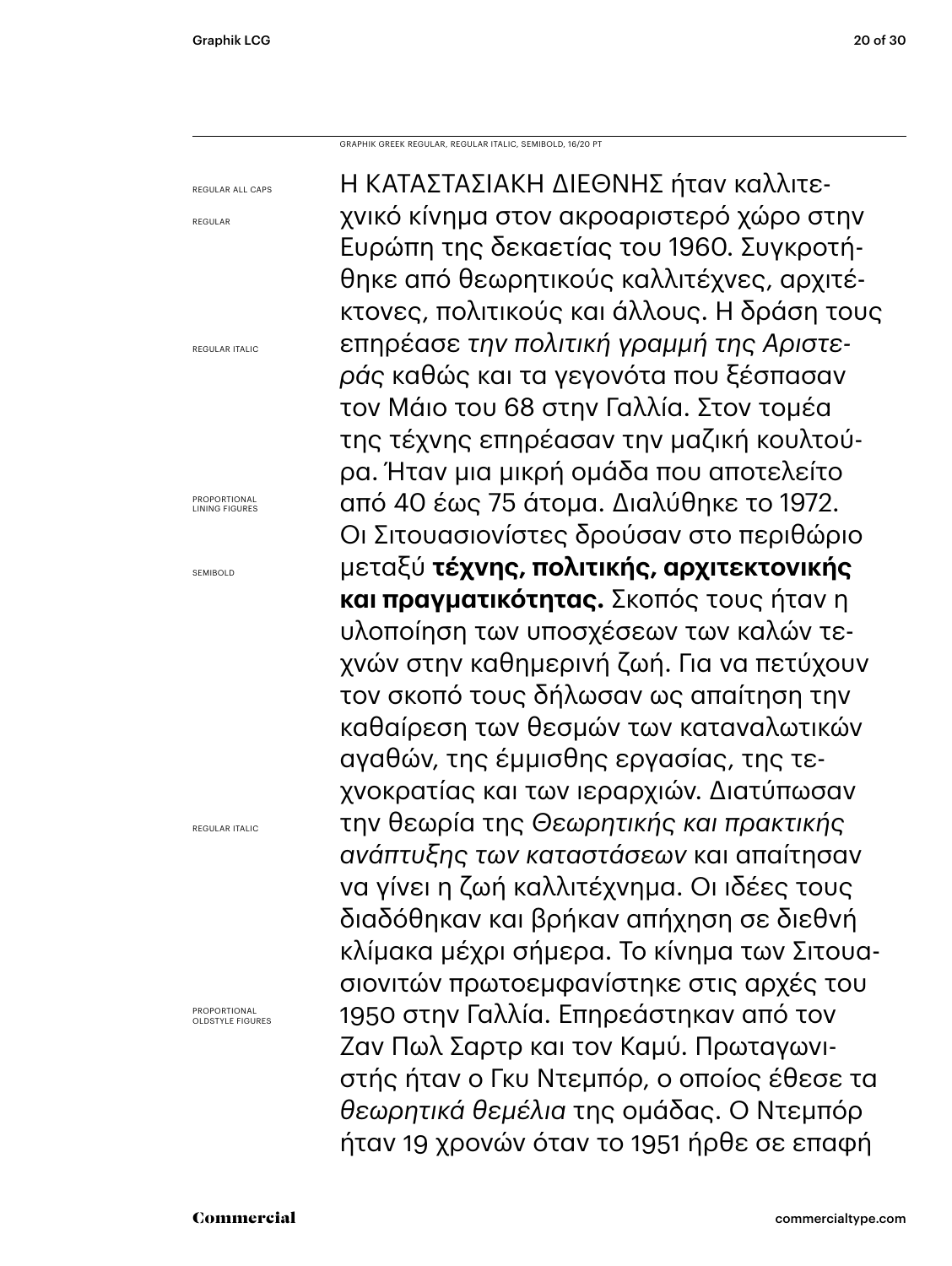GRAPHIK GREEK REGULAR, REGULAR ITALIC, SEMIBOLD, 16/20 PT

REGULAR ALL CAPS

REGULAR

REGULAR ITALIC

PROPORTIONAL LINING FIGURES

SEMIBOLD

REGULAR ITALIC

PROPORTIONAL OLDSTYLE FIGURES

Η ΚΑΤΑΣΤΑΣΙΑΚΗ ΔΙΕΘΝΗΣ ήταν καλλιτεχνικό κίνημα στον ακροαριστερό χώρο στην Ευρώπη της δεκαετίας του 1960. Συγκροτήθηκε από θεωρητικούς καλλιτέχνες, αρχιτέκτονες, πολιτικούς και άλλους. Η δράση τους επηρέασε *την πολιτική γραμμή της Αριστεράς* καθώς και τα γεγονότα που ξέσπασαν τον Μάιο του 68 στην Γαλλία. Στον τομέα της τέχνης επηρέασαν την μαζική κουλτούρα. Ήταν μια μικρή ομάδα που αποτελείτο από 40 έως 75 άτομα. Διαλύθηκε το 1972. Οι Σιτουασιονίστες δρούσαν στο περιθώριο μεταξύ **τέχνης, πολιτικής, αρχιτεκτονικής και πραγματικότητας.** Σκοπός τους ήταν η υλοποίηση των υποσχέσεων των καλών τεχνών στην καθημερινή ζωή. Για να πετύχουν τον σκοπό τους δήλωσαν ως απαίτηση την καθαίρεση των θεσμών των καταναλωτικών αγαθών, της έμμισθης εργασίας, της τεχνοκρατίας και των ιεραρχιών. Διατύπωσαν την θεωρία της *Θεωρητικής και πρακτικής ανάπτυξης των καταστάσεων* και απαίτησαν να γίνει η ζωή καλλιτέχνημα. Οι ιδέες τους διαδόθηκαν και βρήκαν απήχηση σε διεθνή κλίμακα μέχρι σήμερα. Το κίνημα των Σιτουασιονιτών πρωτοεμφανίστηκε στις αρχές του 1950 στην Γαλλία. Επηρεάστηκαν από τον Ζαν Πωλ Σαρτρ και τον Καμύ. Πρωταγωνιστής ήταν ο Γκυ Ντεμπόρ, ο οποίος έθεσε τα *θεωρητικά θεμέλια* της ομάδας. Ο Ντεμπόρ ήταν 19 χρονών όταν το 1951 ήρθε σε επαφή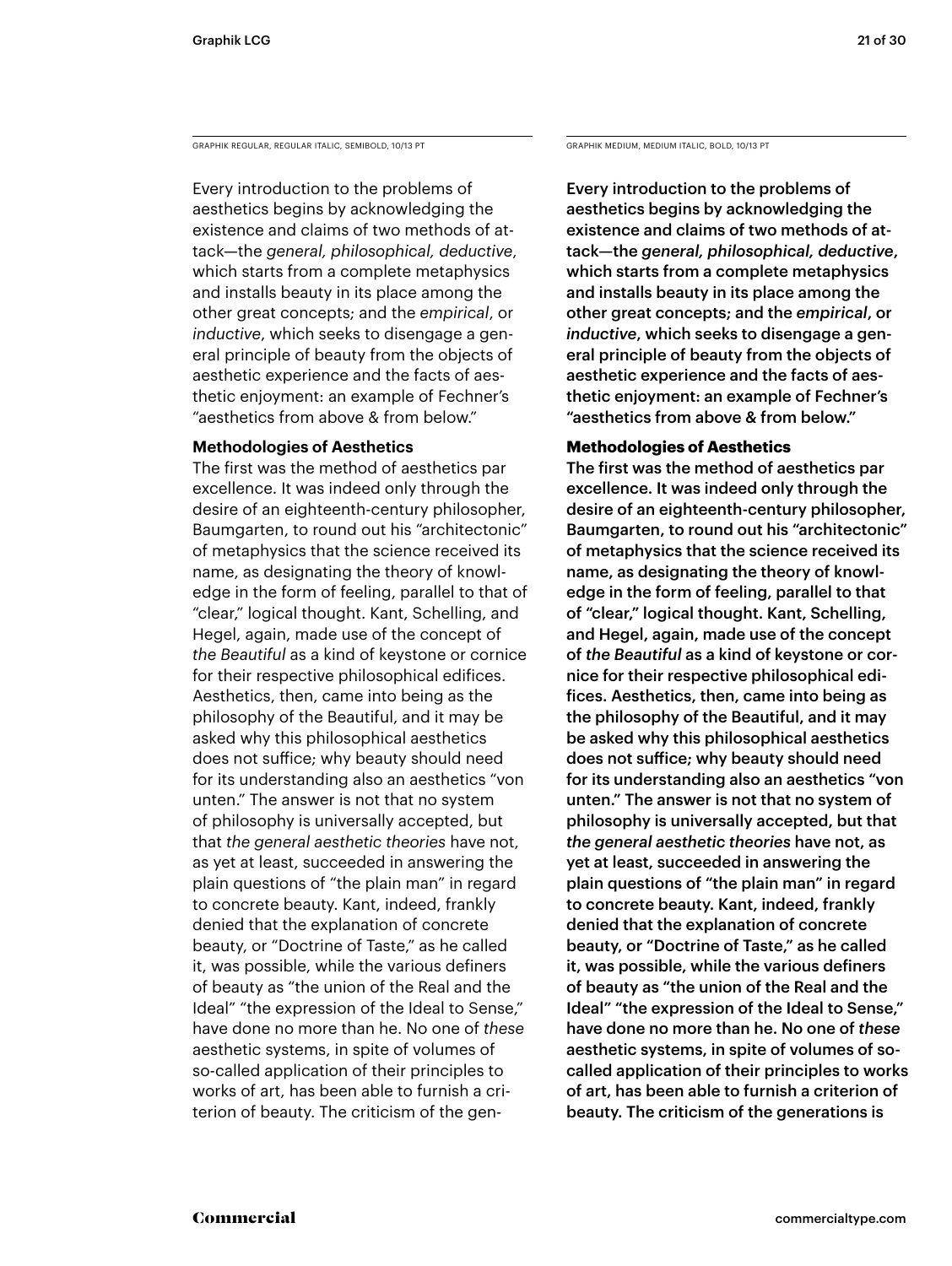GRAPHIK REGULAR, REGULAR ITALIC, SEMIBOLD, 10/13 PT

Every introduction to the problems of aesthetics begins by acknowledging the existence and claims of two methods of attack—the *general, philosophical, deductive*, which starts from a complete metaphysics and installs beauty in its place among the other great concepts; and the *empirical*, or *inductive*, which seeks to disengage a general principle of beauty from the objects of aesthetic experience and the facts of aesthetic enjoyment: an example of Fechner's "aesthetics from above & from below."

**Methodologies of Aesthetics**

The first was the method of aesthetics par excellence. It was indeed only through the desire of an eighteenth-century philosopher, Baumgarten, to round out his "architectonic" of metaphysics that the science received its name, as designating the theory of knowledge in the form of feeling, parallel to that of "clear," logical thought. Kant, Schelling, and Hegel, again, made use of the concept of *the Beautiful* as a kind of keystone or cornice for their respective philosophical edifices. Aesthetics, then, came into being as the philosophy of the Beautiful, and it may be asked why this philosophical aesthetics does not suffice; why beauty should need for its understanding also an aesthetics "von unten." The answer is not that no system of philosophy is universally accepted, but that *the general aesthetic theories* have not, as yet at least, succeeded in answering the plain questions of "the plain man" in regard to concrete beauty. Kant, indeed, frankly denied that the explanation of concrete beauty, or "Doctrine of Taste," as he called it, was possible, while the various definers of beauty as "the union of the Real and the Ideal" "the expression of the Ideal to Sense," have done no more than he. No one of *these* aesthetic systems, in spite of volumes of so-called application of their principles to works of art, has been able to furnish a criterion of beauty. The criticism of the gen-

GRAPHIK MEDIUM, MEDIUM ITALIC, BOLD, 10/13 PT

Every introduction to the problems of aesthetics begins by acknowledging the existence and claims of two methods of attack—the *general, philosophical, deductive*, which starts from a complete metaphysics and installs beauty in its place among the other great concepts; and the *empirical*, or *inductive*, which seeks to disengage a general principle of beauty from the objects of aesthetic experience and the facts of aesthetic enjoyment: an example of Fechner's "aesthetics from above & from below."

**Methodologies of Aesthetics**

The first was the method of aesthetics par excellence. It was indeed only through the desire of an eighteenth-century philosopher, Baumgarten, to round out his "architectonic" of metaphysics that the science received its name, as designating the theory of knowledge in the form of feeling, parallel to that of "clear," logical thought. Kant, Schelling, and Hegel, again, made use of the concept of *the Beautiful* as a kind of keystone or cornice for their respective philosophical edifices. Aesthetics, then, came into being as the philosophy of the Beautiful, and it may be asked why this philosophical aesthetics does not suffice; why beauty should need for its understanding also an aesthetics "von unten." The answer is not that no system of philosophy is universally accepted, but that *the general aesthetic theories* have not, as yet at least, succeeded in answering the plain questions of "the plain man" in regard to concrete beauty. Kant, indeed, frankly denied that the explanation of concrete beauty, or "Doctrine of Taste," as he called it, was possible, while the various definers of beauty as "the union of the Real and the Ideal" "the expression of the Ideal to Sense," have done no more than he. No one of *these* aesthetic systems, in spite of volumes of so-called application of their principles to works of art, has been able to furnish a criterion of beauty. The criticism of the generations is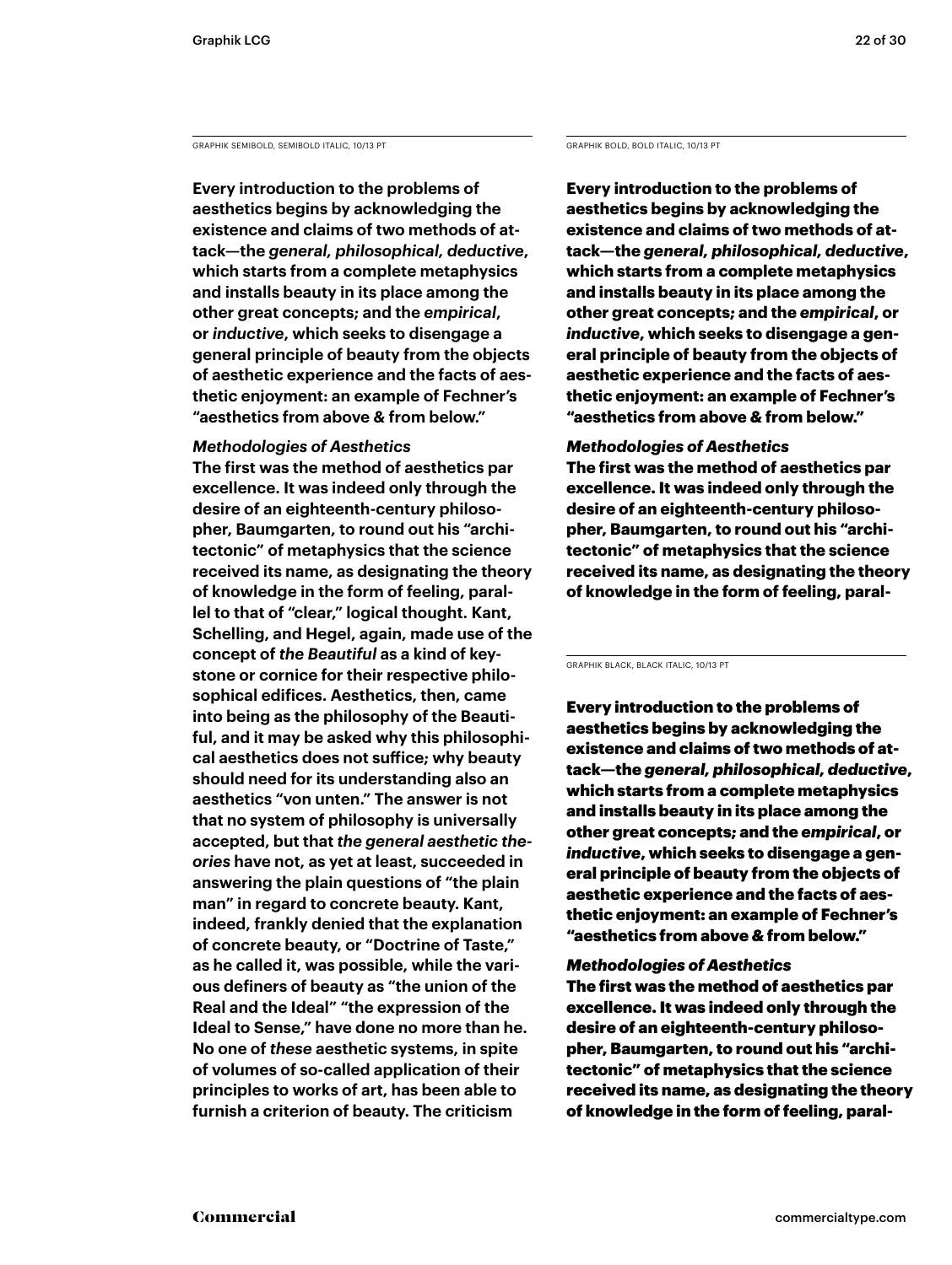GRAPHIK SEMIBOLD, SEMIBOLD ITALIC, 10/13 PT

**Every introduction to the problems of aesthetics begins by acknowledging the existence and claims of two methods of attack—the *general, philosophical, deductive*, which starts from a complete metaphysics and installs beauty in its place among the other great concepts; and the *empirical*, or *inductive*, which seeks to disengage a general principle of beauty from the objects of aesthetic experience and the facts of aesthetic enjoyment: an example of Fechner's "aesthetics from above & from below."**

***Methodologies of Aesthetics***

**The first was the method of aesthetics par excellence. It was indeed only through the desire of an eighteenth-century philosopher, Baumgarten, to round out his "architectonic" of metaphysics that the science received its name, as designating the theory of knowledge in the form of feeling, parallel to that of "clear," logical thought. Kant, Schelling, and Hegel, again, made use of the concept of *the Beautiful* as a kind of keystone or cornice for their respective philosophical edifices. Aesthetics, then, came into being as the philosophy of the Beautiful, and it may be asked why this philosophical aesthetics does not suffice; why beauty should need for its understanding also an aesthetics "von unten." The answer is not that no system of philosophy is universally accepted, but that *the general aesthetic theories* have not, as yet at least, succeeded in answering the plain questions of "the plain man" in regard to concrete beauty. Kant, indeed, frankly denied that the explanation of concrete beauty, or "Doctrine of Taste," as he called it, was possible, while the various definers of beauty as "the union of the Real and the Ideal" "the expression of the Ideal to Sense," have done no more than he. No one of *these* aesthetic systems, in spite of volumes of so-called application of their principles to works of art, has been able to furnish a criterion of beauty. The criticism**

GRAPHIK BOLD, BOLD ITALIC, 10/13 PT

**Every introduction to the problems of aesthetics begins by acknowledging the existence and claims of two methods of attack—the *general, philosophical, deductive*, which starts from a complete metaphysics and installs beauty in its place among the other great concepts; and the *empirical*, or *inductive*, which seeks to disengage a general principle of beauty from the objects of aesthetic experience and the facts of aesthetic enjoyment: an example of Fechner's "aesthetics from above & from below."**

***Methodologies of Aesthetics***

**The first was the method of aesthetics par excellence. It was indeed only through the desire of an eighteenth-century philosopher, Baumgarten, to round out his "architectonic" of metaphysics that the science received its name, as designating the theory of knowledge in the form of feeling, paral-**

GRAPHIK BLACK, BLACK ITALIC, 10/13 PT

**Every introduction to the problems of aesthetics begins by acknowledging the existence and claims of two methods of attack—the *general, philosophical, deductive*, which starts from a complete metaphysics and installs beauty in its place among the other great concepts; and the *empirical*, or *inductive*, which seeks to disengage a general principle of beauty from the objects of aesthetic experience and the facts of aesthetic enjoyment: an example of Fechner's "aesthetics from above & from below."**

***Methodologies of Aesthetics***

**The first was the method of aesthetics par excellence. It was indeed only through the desire of an eighteenth-century philosopher, Baumgarten, to round out his "architectonic" of metaphysics that the science received its name, as designating the theory of knowledge in the form of feeling, paral-**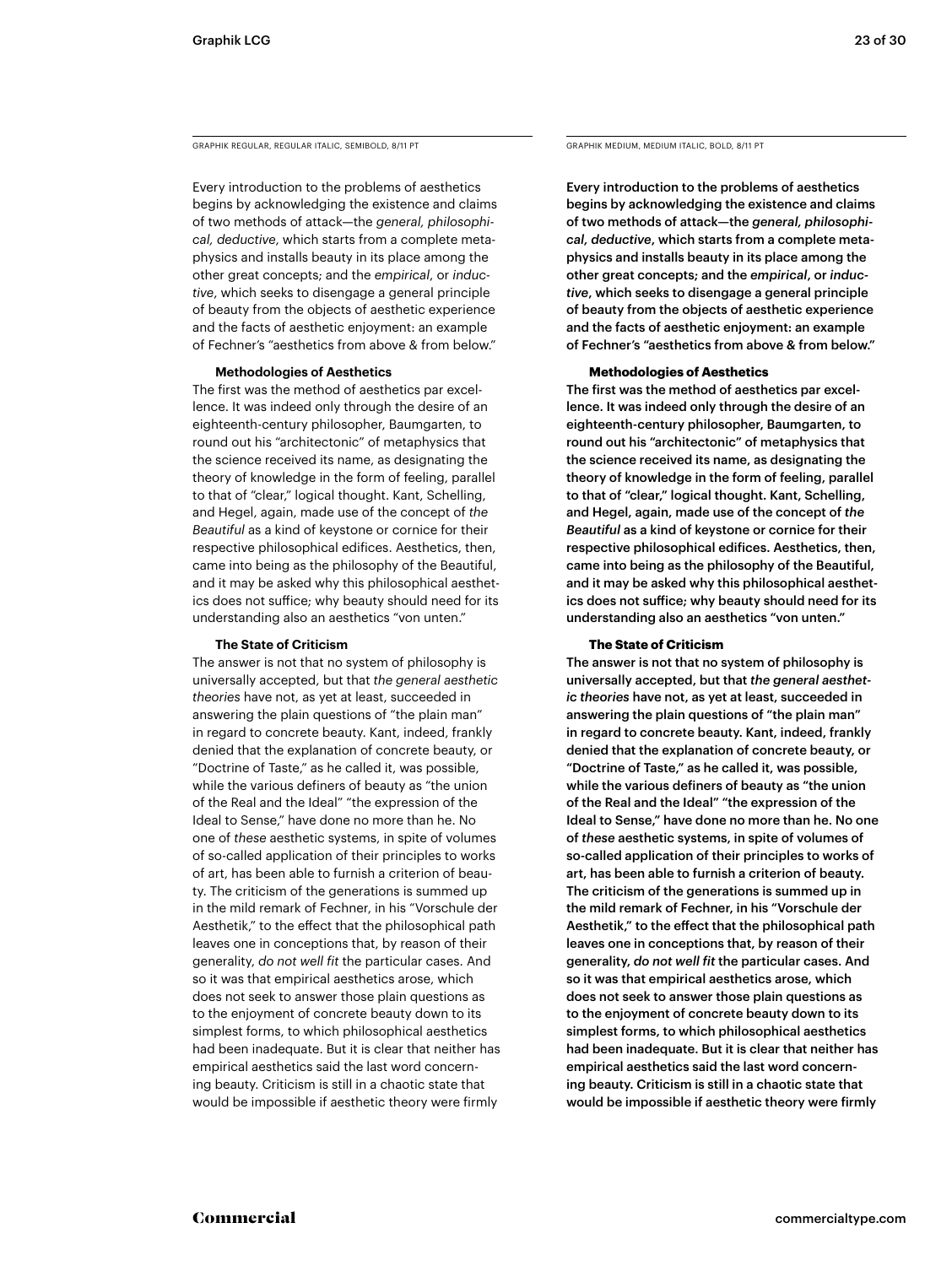GRAPHIK REGULAR, REGULAR ITALIC, SEMIBOLD, 8/11 PT

Every introduction to the problems of aesthetics begins by acknowledging the existence and claims of two methods of attack—the *general, philosophical, deductive*, which starts from a complete metaphysics and installs beauty in its place among the other great concepts; and the *empirical*, or *inductive*, which seeks to disengage a general principle of beauty from the objects of aesthetic experience and the facts of aesthetic enjoyment: an example of Fechner's "aesthetics from above & from below."

**Methodologies of Aesthetics**

The first was the method of aesthetics par excellence. It was indeed only through the desire of an eighteenth-century philosopher, Baumgarten, to round out his "architectonic" of metaphysics that the science received its name, as designating the theory of knowledge in the form of feeling, parallel to that of "clear," logical thought. Kant, Schelling, and Hegel, again, made use of the concept of *the Beautiful* as a kind of keystone or cornice for their respective philosophical edifices. Aesthetics, then, came into being as the philosophy of the Beautiful, and it may be asked why this philosophical aesthetics does not suffice; why beauty should need for its understanding also an aesthetics "von unten."

**The State of Criticism**

The answer is not that no system of philosophy is universally accepted, but that *the general aesthetic theories* have not, as yet at least, succeeded in answering the plain questions of "the plain man" in regard to concrete beauty. Kant, indeed, frankly denied that the explanation of concrete beauty, or "Doctrine of Taste," as he called it, was possible, while the various definers of beauty as "the union of the Real and the Ideal" "the expression of the Ideal to Sense," have done no more than he. No one of *these* aesthetic systems, in spite of volumes of so-called application of their principles to works of art, has been able to furnish a criterion of beauty. The criticism of the generations is summed up in the mild remark of Fechner, in his "Vorschule der Aesthetik," to the effect that the philosophical path leaves one in conceptions that, by reason of their generality, *do not well fit* the particular cases. And so it was that empirical aesthetics arose, which does not seek to answer those plain questions as to the enjoyment of concrete beauty down to its simplest forms, to which philosophical aesthetics had been inadequate. But it is clear that neither has empirical aesthetics said the last word concerning beauty. Criticism is still in a chaotic state that would be impossible if aesthetic theory were firmly

GRAPHIK MEDIUM, MEDIUM ITALIC, BOLD, 8/11 PT

Every introduction to the problems of aesthetics begins by acknowledging the existence and claims of two methods of attack—the *general, philosophical, deductive*, which starts from a complete metaphysics and installs beauty in its place among the other great concepts; and the *empirical*, or *inductive*, which seeks to disengage a general principle of beauty from the objects of aesthetic experience and the facts of aesthetic enjoyment: an example of Fechner's "aesthetics from above & from below."

**Methodologies of Aesthetics**

The first was the method of aesthetics par excellence. It was indeed only through the desire of an eighteenth-century philosopher, Baumgarten, to round out his "architectonic" of metaphysics that the science received its name, as designating the theory of knowledge in the form of feeling, parallel to that of "clear," logical thought. Kant, Schelling, and Hegel, again, made use of the concept of *the Beautiful* as a kind of keystone or cornice for their respective philosophical edifices. Aesthetics, then, came into being as the philosophy of the Beautiful, and it may be asked why this philosophical aesthetics does not suffice; why beauty should need for its understanding also an aesthetics "von unten."

**The State of Criticism**

The answer is not that no system of philosophy is universally accepted, but that *the general aesthetic theories* have not, as yet at least, succeeded in answering the plain questions of "the plain man" in regard to concrete beauty. Kant, indeed, frankly denied that the explanation of concrete beauty, or "Doctrine of Taste," as he called it, was possible, while the various definers of beauty as "the union of the Real and the Ideal" "the expression of the Ideal to Sense," have done no more than he. No one of *these* aesthetic systems, in spite of volumes of so-called application of their principles to works of art, has been able to furnish a criterion of beauty. The criticism of the generations is summed up in the mild remark of Fechner, in his "Vorschule der Aesthetik," to the effect that the philosophical path leaves one in conceptions that, by reason of their generality, *do not well fit* the particular cases. And so it was that empirical aesthetics arose, which does not seek to answer those plain questions as to the enjoyment of concrete beauty down to its simplest forms, to which philosophical aesthetics had been inadequate. But it is clear that neither has empirical aesthetics said the last word concerning beauty. Criticism is still in a chaotic state that would be impossible if aesthetic theory were firmly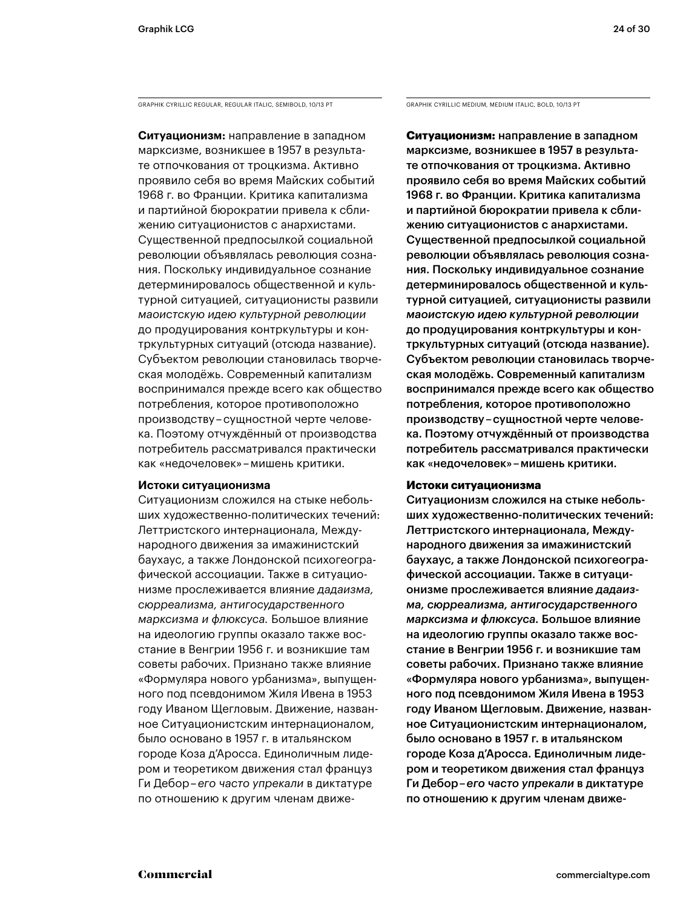GRAPHIK CYRILLIC REGULAR, REGULAR ITALIC, SEMIBOLD, 10/13 PT

**Ситуационизм:** направление в западном марксизме, возникшее в 1957 в результате отпочкования от троцкизма. Активно проявило себя во время Майских событий 1968 г. во Франции. Критика капитализма и партийной бюрократии привела к сближению ситуационистов с анархистами. Существенной предпосылкой социальной революции объявлялась революция сознания. Поскольку индивидуальное сознание детерминировалось общественной и культурной ситуацией, ситуационисты развили *маоистскую идею культурной революции* до продуцирования контркультуры и контркультурных ситуаций (отсюда название). Субъектом революции становилась творческая молодёжь. Современный капитализм воспринимался прежде всего как общество потребления, которое противоположно производству – сущностной черте человека. Поэтому отчуждённый от производства потребитель рассматривался практически как «недочеловек» – мишень критики.

**Истоки ситуационизма**

Ситуационизм сложился на стыке небольших художественно-политических течений: Леттристского интернационала, Международного движения за имажинистский баухаус, а также Лондонской психогеографической ассоциации. Также в ситуационизме прослеживается влияние *дадаизма, сюрреализма, антигосударственного марксизма и флюксуса.* Большое влияние на идеологию группы оказало также восстание в Венгрии 1956 г. и возникшие там советы рабочих. Признано также влияние «Формуляра нового урбанизма», выпущенного под псевдонимом Жиля Ивена в 1953 году Иваном Щегловым. Движение, названное Ситуационистским интернационалом, было основано в 1957 г. в итальянском городе Коза д'Аросса. Единоличным лидером и теоретиком движения стал француз Ги Дебор – *его часто упрекали* в диктатуре по отношению к другим членам движе-

GRAPHIK CYRILLIC MEDIUM, MEDIUM ITALIC, BOLD, 10/13 PT

**Ситуационизм:** направление в западном марксизме, возникшее в 1957 в результате отпочкования от троцкизма. Активно проявило себя во время Майских событий 1968 г. во Франции. Критика капитализма и партийной бюрократии привела к сближению ситуационистов с анархистами. Существенной предпосылкой социальной революции объявлялась революция сознания. Поскольку индивидуальное сознание детерминировалось общественной и культурной ситуацией, ситуационисты развили *маоистскую идею культурной революции* до продуцирования контркультуры и контркультурных ситуаций (отсюда название). Субъектом революции становилась творческая молодёжь. Современный капитализм воспринимался прежде всего как общество потребления, которое противоположно производству – сущностной черте человека. Поэтому отчуждённый от производства потребитель рассматривался практически как «недочеловек» – мишень критики.

**Истоки ситуационизма**

Ситуационизм сложился на стыке небольших художественно-политических течений: Леттристского интернационала, Международного движения за имажинистский баухаус, а также Лондонской психогеографической ассоциации. Также в ситуационизме прослеживается влияние *дадаизма, сюрреализма, антигосударственного марксизма и флюксуса.* Большое влияние на идеологию группы оказало также восстание в Венгрии 1956 г. и возникшие там советы рабочих. Признано также влияние «Формуляра нового урбанизма», выпущенного под псевдонимом Жиля Ивена в 1953 году Иваном Щегловым. Движение, названное Ситуационистским интернационалом, было основано в 1957 г. в итальянском городе Коза д'Аросса. Единоличным лидером и теоретиком движения стал француз Ги Дебор – *его часто упрекали* в диктатуре по отношению к другим членам движе-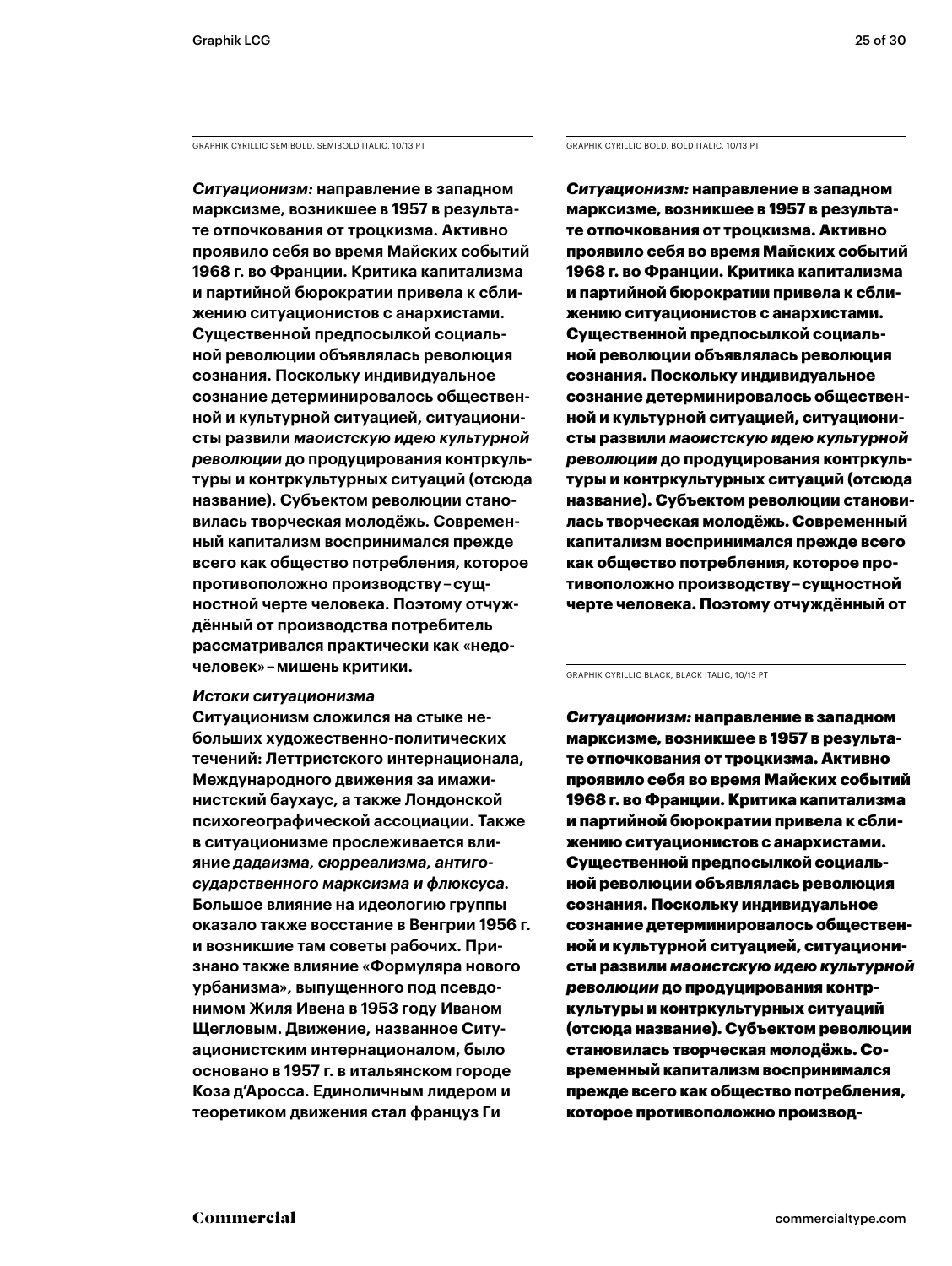GRAPHIK CYRILLIC SEMIBOLD, SEMIBOLD ITALIC, 10/13 PT

*Ситуационизм:* направление в западном марксизме, возникшее в 1957 в результате отпочкования от троцкизма. Активно проявило себя во время Майских событий 1968 г. во Франции. Критика капитализма и партийной бюрократии привела к сближению ситуационистов с анархистами. Существенной предпосылкой социальной революции объявлялась революция сознания. Поскольку индивидуальное сознание детерминировалось общественной и культурной ситуацией, ситуационисты развили *маоистскую идею культурной революции* до продуцирования контркультуры и контркультурных ситуаций (отсюда название). Субъектом революции становилась творческая молодёжь. Современный капитализм воспринимался прежде всего как общество потребления, которое противоположно производству – сущностной черте человека. Поэтому отчуждённый от производства потребитель рассматривался практически как «недочеловек» – мишень критики.

*Истоки ситуационизма*

Ситуационизм сложился на стыке небольших художественно-политических течений: Леттристского интернационала, Международного движения за имажинистский баухаус, а также Лондонской психогеографической ассоциации. Также в ситуационизме прослеживается влияние *дадаизма, сюрреализма, антигосударственного марксизма и флюксуса*. Большое влияние на идеологию группы оказало также восстание в Венгрии 1956 г. и возникшие там советы рабочих. Признано также влияние «Формуляра нового урбанизма», выпущенного под псевдонимом Жиля Ивена в 1953 году Иваном Щегловым. Движение, названное Ситуационистским интернационалом, было основано в 1957 г. в итальянском городе Коза д'Аросса. Единоличным лидером и теоретиком движения стал француз Ги

GRAPHIK CYRILLIC BOLD, BOLD ITALIC, 10/13 PT

***Ситуационизм:*** **направление в западном марксизме, возникшее в 1957 в результате отпочкования от троцкизма. Активно проявило себя во время Майских событий 1968 г. во Франции. Критика капитализма и партийной бюрократии привела к сближению ситуационистов с анархистами. Существенной предпосылкой социальной революции объявлялась революция сознания. Поскольку индивидуальное сознание детерминировалось общественной и культурной ситуацией, ситуационисты развили** ***маоистскую идею культурной революции*** **до продуцирования контркультуры и контркультурных ситуаций (отсюда название). Субъектом революции становилась творческая молодёжь. Современный капитализм воспринимался прежде всего как общество потребления, которое противоположно производству – сущностной черте человека. Поэтому отчуждённый от**

GRAPHIK CYRILLIC BLACK, BLACK ITALIC, 10/13 PT

***Ситуационизм:*** **направление в западном марксизме, возникшее в 1957 в результате отпочкования от троцкизма. Активно проявило себя во время Майских событий 1968 г. во Франции. Критика капитализма и партийной бюрократии привела к сближению ситуационистов с анархистами. Существенной предпосылкой социальной революции объявлялась революция сознания. Поскольку индивидуальное сознание детерминировалось общественной и культурной ситуацией, ситуационисты развили** ***маоистскую идею культурной революции*** **до продуцирования контркультуры и контркультурных ситуаций (отсюда название). Субъектом революции становилась творческая молодёжь. Современный капитализм воспринимался прежде всего как общество потребления, которое противоположно производ-**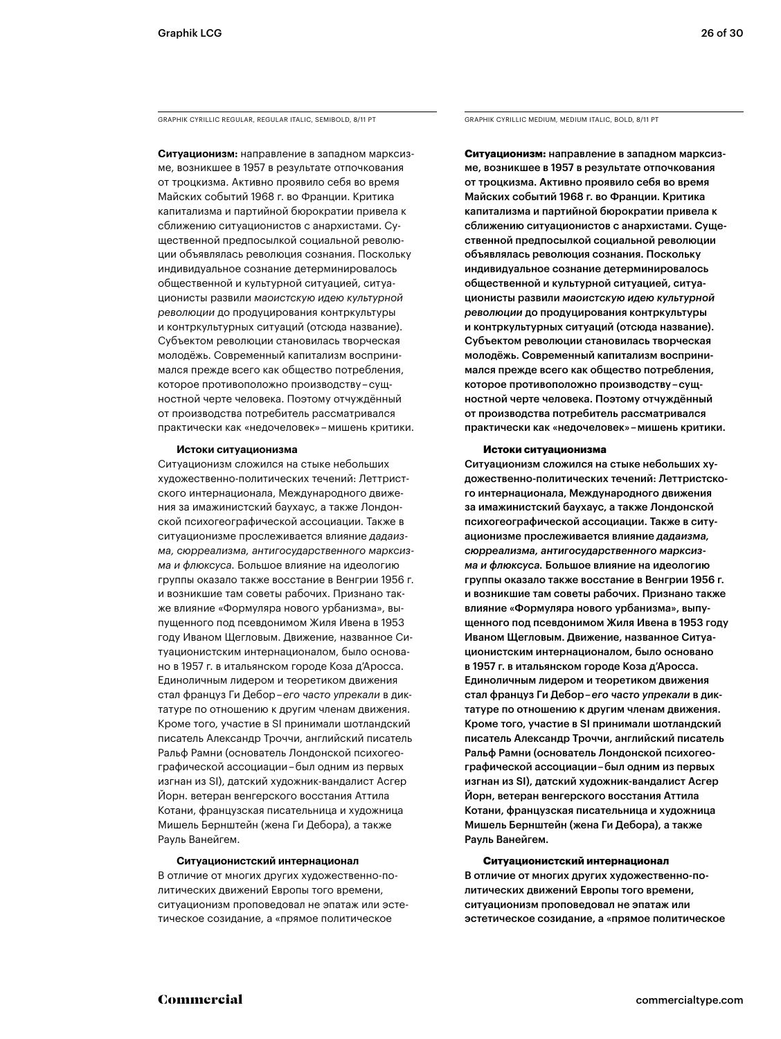GRAPHIK CYRILLIC REGULAR, REGULAR ITALIC, SEMIBOLD, 8/11 PT

**Ситуационизм:** направление в западном марксизме, возникшее в 1957 в результате отпочкования от троцкизма. Активно проявило себя во время Майских событий 1968 г. во Франции. Критика капитализма и партийной бюрократии привела к сближению ситуационистов с анархистами. Существенной предпосылкой социальной революции объявлялась революция сознания. Поскольку индивидуальное сознание детерминировалось общественной и культурной ситуацией, ситуационисты развили *маоистскую идею культурной революции* до продуцирования контркультуры и контркультурных ситуаций (отсюда название). Субъектом революции становилась творческая молодёжь. Современный капитализм воспринимался прежде всего как общество потребления, которое противоположно производству – сущностной черте человека. Поэтому отчуждённый от производства потребитель рассматривался практически как «недочеловек» – мишень критики.

**Истоки ситуационизма**

Ситуационизм сложился на стыке небольших художественно-политических течений: Леттристского интернационала, Международного движения за имажинистский баухаус, а также Лондонской психогеографической ассоциации. Также в ситуационизме прослеживается влияние *дадаизма, сюрреализма, антигосударственного марксизма и флюксуса.* Большое влияние на идеологию группы оказало также восстание в Венгрии 1956 г. и возникшие там советы рабочих. Признано также влияние «Формуляра нового урбанизма», выпущенного под псевдонимом Жиля Ивена в 1953 году Иваном Щегловым. Движение, названное Ситуационистским интернационалом, было основано в 1957 г. в итальянском городе Коза д'Аросса. Единоличным лидером и теоретиком движения стал француз Ги Дебор – *его часто упрекали* в диктатуре по отношению к другим членам движения. Кроме того, участие в SI принимали шотландский писатель Александр Троччи, английский писатель Ральф Рамни (основатель Лондонской психогеографической ассоциации – был одним из первых изгнан из SI), датский художник-вандалист Асгер Йорн. ветеран венгерского восстания Аттила Котани, французская писательница и художница Мишель Бернштейн (жена Ги Дебора), а также Рауль Ванейгем.

**Ситуационистский интернационал**

В отличие от многих других художественно-политических движений Европы того времени, ситуационизм проповедовал не эпатаж или эстетическое созидание, а «прямое политическое

GRAPHIK CYRILLIC MEDIUM, MEDIUM ITALIC, BOLD, 8/11 PT

**Ситуационизм:** направление в западном марксизме, возникшее в 1957 в результате отпочкования от троцкизма. Активно проявило себя во время Майских событий 1968 г. во Франции. Критика капитализма и партийной бюрократии привела к сближению ситуационистов с анархистами. Существенной предпосылкой социальной революции объявлялась революция сознания. Поскольку индивидуальное сознание детерминировалось общественной и культурной ситуацией, ситуационисты развили *маоистскую идею культурной революции* до продуцирования контркультуры и контркультурных ситуаций (отсюда название). Субъектом революции становилась творческая молодёжь. Современный капитализм воспринимался прежде всего как общество потребления, которое противоположно производству – сущностной черте человека. Поэтому отчуждённый от производства потребитель рассматривался практически как «недочеловек» – мишень критики.

**Истоки ситуационизма**

Ситуационизм сложился на стыке небольших художественно-политических течений: Леттристского интернационала, Международного движения за имажинистский баухаус, а также Лондонской психогеографической ассоциации. Также в ситуационизме прослеживается влияние *дадаизма, сюрреализма, антигосударственного марксизма и флюксуса.* Большое влияние на идеологию группы оказало также восстание в Венгрии 1956 г. и возникшие там советы рабочих. Признано также влияние «Формуляра нового урбанизма», выпущенного под псевдонимом Жиля Ивена в 1953 году Иваном Щегловым. Движение, названное Ситуационистским интернационалом, было основано в 1957 г. в итальянском городе Коза д'Аросса. Единоличным лидером и теоретиком движения стал француз Ги Дебор – *его часто упрекали* в диктатуре по отношению к другим членам движения. Кроме того, участие в SI принимали шотландский писатель Александр Троччи, английский писатель Ральф Рамни (основатель Лондонской психогеографической ассоциации – был одним из первых изгнан из SI), датский художник-вандалист Асгер Йорн, ветеран венгерского восстания Аттила Котани, французская писательница и художница Мишель Бернштейн (жена Ги Дебора), а также Рауль Ванейгем.

**Ситуационистский интернационал**

В отличие от многих других художественно-политических движений Европы того времени, ситуационизм проповедовал не эпатаж или эстетическое созидание, а «прямое политическое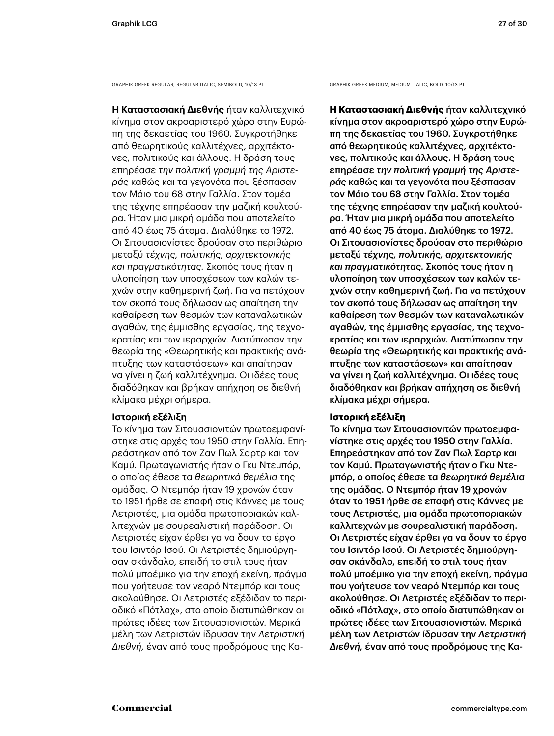GRAPHIK GREEK REGULAR, REGULAR ITALIC, SEMIBOLD, 10/13 PT

**Η Καταστασιακή Διεθνής** ήταν καλλιτεχνικό κίνημα στον ακροαριστερό χώρο στην Ευρώπη της δεκαετίας του 1960. Συγκροτήθηκε από θεωρητικούς καλλιτέχνες, αρχιτέκτονες, πολιτικούς και άλλους. Η δράση τους επηρέασε *την πολιτική γραμμή της Αριστεράς* καθώς και τα γεγονότα που ξέσπασαν τον Μάιο του 68 στην Γαλλία. Στον τομέα της τέχνης επηρέασαν την μαζική κουλτούρα. Ήταν μια μικρή ομάδα που αποτελείτο από 40 έως 75 άτομα. Διαλύθηκε το 1972. Οι Σιτουασιονίστες δρούσαν στο περιθώριο μεταξύ *τέχνης, πολιτικής, αρχιτεκτονικής και πραγματικότητας*. Σκοπός τους ήταν η υλοποίηση των υποσχέσεων των καλών τεχνών στην καθημερινή ζωή. Για να πετύχουν τον σκοπό τους δήλωσαν ως απαίτηση την καθαίρεση των θεσμών των καταναλωτικών αγαθών, της έμμισθης εργασίας, της τεχνοκρατίας και των ιεραρχιών. Διατύπωσαν την θεωρία της «Θεωρητικής και πρακτικής ανάπτυξης των καταστάσεων» και απαίτησαν να γίνει η ζωή καλλιτέχνημα. Οι ιδέες τους διαδόθηκαν και βρήκαν απήχηση σε διεθνή κλίμακα μέχρι σήμερα.

**Ιστορική εξέλιξη**

Το κίνημα των Σιτουασιονιτών πρωτοεμφανίστηκε στις αρχές του 1950 στην Γαλλία. Επηρεάστηκαν από τον Ζαν Πωλ Σαρτρ και τον Καμύ. Πρωταγωνιστής ήταν ο Γκυ Ντεμπόρ, ο οποίος έθεσε τα *θεωρητικά θεμέλια* της ομάδας. Ο Ντεμπόρ ήταν 19 χρονών όταν το 1951 ήρθε σε επαφή στις Κάννες με τους Λετριστές, μια ομάδα πρωτοποριακών καλλιτεχνών με σουρεαλιστική παράδοση. Οι Λετριστές είχαν έρθει γα να δουν το έργο του Ισιντόρ Ισού. Οι Λετριστές δημιούργησαν σκάνδαλο, επειδή το στιλ τους ήταν πολύ μποέμικο για την εποχή εκείνη, πράγμα που γοήτευσε τον νεαρό Ντεμπόρ και τους ακολούθησε. Οι Λετριστές εξέδιδαν το περιοδικό «Πότλαχ», στο οποίο διατυπώθηκαν οι πρώτες ιδέες των Σιτουασιονιστών. Μερικά μέλη των Λετριστών ίδρυσαν την *Λετριστική Διεθνή*, έναν από τους προδρόμους της Κα-

GRAPHIK GREEK MEDIUM, MEDIUM ITALIC, BOLD, 10/13 PT

**Η Καταστασιακή Διεθνής** ήταν καλλιτεχνικό κίνημα στον ακροαριστερό χώρο στην Ευρώπη της δεκαετίας του 1960. Συγκροτήθηκε από θεωρητικούς καλλιτέχνες, αρχιτέκτονες, πολιτικούς και άλλους. Η δράση τους επηρέασε *την πολιτική γραμμή της Αριστεράς* καθώς και τα γεγονότα που ξέσπασαν τον Μάιο του 68 στην Γαλλία. Στον τομέα της τέχνης επηρέασαν την μαζική κουλτούρα. Ήταν μια μικρή ομάδα που αποτελείτο από 40 έως 75 άτομα. Διαλύθηκε το 1972. Οι Σιτουασιονίστες δρούσαν στο περιθώριο μεταξύ *τέχνης, πολιτικής, αρχιτεκτονικής και πραγματικότητας*. Σκοπός τους ήταν η υλοποίηση των υποσχέσεων των καλών τεχνών στην καθημερινή ζωή. Για να πετύχουν τον σκοπό τους δήλωσαν ως απαίτηση την καθαίρεση των θεσμών των καταναλωτικών αγαθών, της έμμισθης εργασίας, της τεχνοκρατίας και των ιεραρχιών. Διατύπωσαν την θεωρία της «Θεωρητικής και πρακτικής ανάπτυξης των καταστάσεων» και απαίτησαν να γίνει η ζωή καλλιτέχνημα. Οι ιδέες τους διαδόθηκαν και βρήκαν απήχηση σε διεθνή κλίμακα μέχρι σήμερα.

**Ιστορική εξέλιξη**

Το κίνημα των Σιτουασιονιτών πρωτοεμφανίστηκε στις αρχές του 1950 στην Γαλλία. Επηρεάστηκαν από τον Ζαν Πωλ Σαρτρ και τον Καμύ. Πρωταγωνιστής ήταν ο Γκυ Ντεμπόρ, ο οποίος έθεσε τα *θεωρητικά θεμέλια* της ομάδας. Ο Ντεμπόρ ήταν 19 χρονών όταν το 1951 ήρθε σε επαφή στις Κάννες με τους Λετριστές, μια ομάδα πρωτοποριακών καλλιτεχνών με σουρεαλιστική παράδοση. Οι Λετριστές είχαν έρθει γα να δουν το έργο του Ισιντόρ Ισού. Οι Λετριστές δημιούργησαν σκάνδαλο, επειδή το στιλ τους ήταν πολύ μποέμικο για την εποχή εκείνη, πράγμα που γοήτευσε τον νεαρό Ντεμπόρ και τους ακολούθησε. Οι Λετριστές εξέδιδαν το περιοδικό «Πότλαχ», στο οποίο διατυπώθηκαν οι πρώτες ιδέες των Σιτουασιονιστών. Μερικά μέλη των Λετριστών ίδρυσαν την *Λετριστική Διεθνή*, έναν από τους προδρόμους της Κα-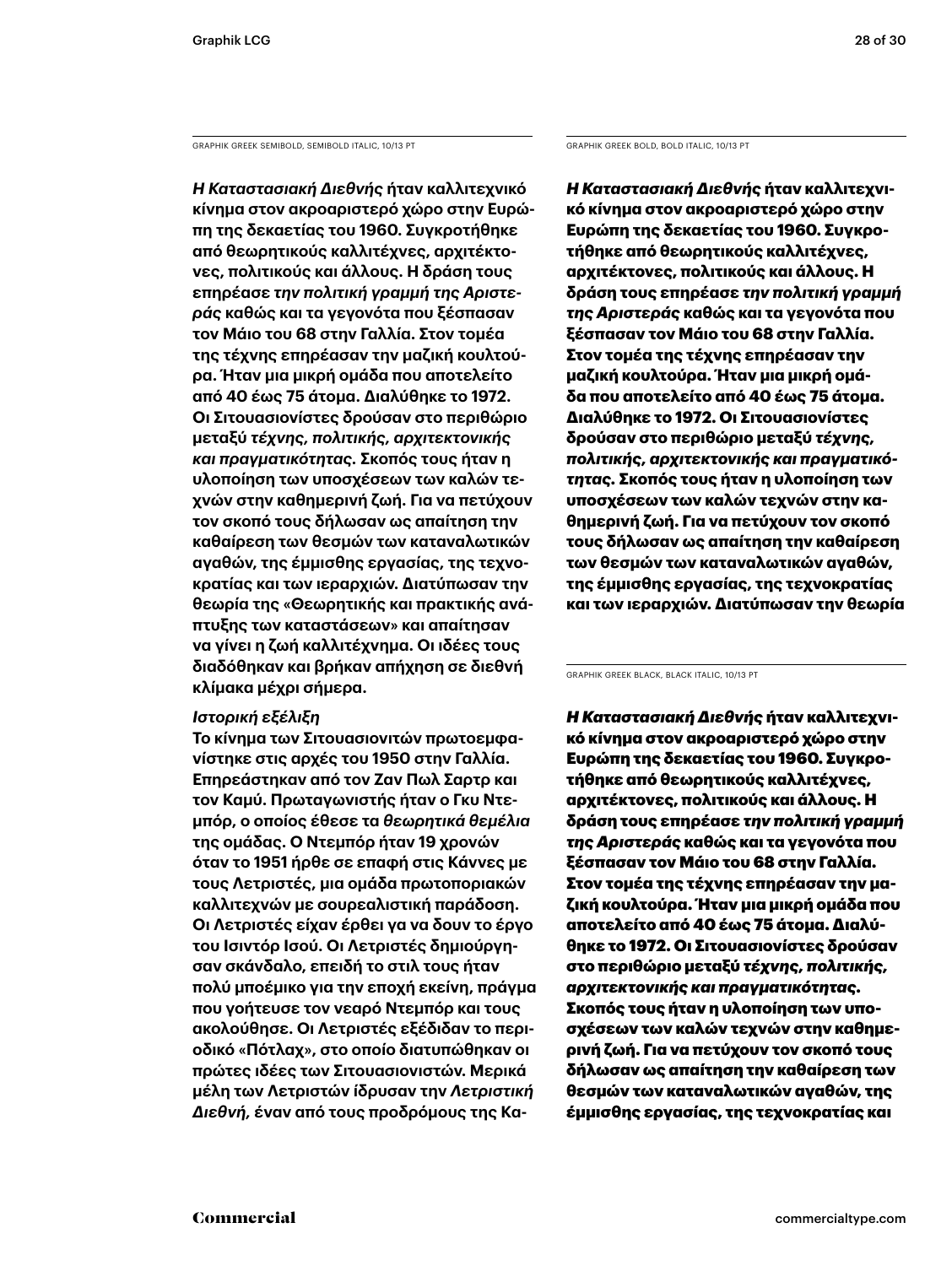GRAPHIK GREEK SEMIBOLD, SEMIBOLD ITALIC, 10/13 PT

*Η Καταστασιακή Διεθνής* ήταν καλλιτεχνικό κίνημα στον ακροαριστερό χώρο στην Ευρώπη της δεκαετίας του 1960. Συγκροτήθηκε από θεωρητικούς καλλιτέχνες, αρχιτέκτονες, πολιτικούς και άλλους. Η δράση τους επηρέασε *την πολιτική γραμμή της Αριστεράς* καθώς και τα γεγονότα που ξέσπασαν τον Μάιο του 68 στην Γαλλία. Στον τομέα της τέχνης επηρέασαν την μαζική κουλτούρα. Ήταν μια μικρή ομάδα που αποτελείτο από 40 έως 75 άτομα. Διαλύθηκε το 1972. Οι Σιτουασιονίστες δρούσαν στο περιθώριο μεταξύ *τέχνης, πολιτικής, αρχιτεκτονικής και πραγματικότητας*. Σκοπός τους ήταν η υλοποίηση των υποσχέσεων των καλών τεχνών στην καθημερινή ζωή. Για να πετύχουν τον σκοπό τους δήλωσαν ως απαίτηση την καθαίρεση των θεσμών των καταναλωτικών αγαθών, της έμμισθης εργασίας, της τεχνοκρατίας και των ιεραρχιών. Διατύπωσαν την θεωρία της «Θεωρητικής και πρακτικής ανάπτυξης των καταστάσεων» και απαίτησαν να γίνει η ζωή καλλιτέχνημα. Οι ιδέες τους διαδόθηκαν και βρήκαν απήχηση σε διεθνή κλίμακα μέχρι σήμερα.

*Ιστορική εξέλιξη*

Το κίνημα των Σιτουασιονιτών πρωτοεμφανίστηκε στις αρχές του 1950 στην Γαλλία. Επηρεάστηκαν από τον Ζαν Πωλ Σαρτρ και τον Καμύ. Πρωταγωνιστής ήταν ο Γκυ Ντεμπόρ, ο οποίος έθεσε τα *θεωρητικά θεμέλια* της ομάδας. Ο Ντεμπόρ ήταν 19 χρονών όταν το 1951 ήρθε σε επαφή στις Κάννες με τους Λετριστές, μια ομάδα πρωτοποριακών καλλιτεχνών με σουρεαλιστική παράδοση. Οι Λετριστές είχαν έρθει γα να δουν το έργο του Ισιντόρ Ισού. Οι Λετριστές δημιούργησαν σκάνδαλο, επειδή το στιλ τους ήταν πολύ μποέμικο για την εποχή εκείνη, πράγμα που γοήτευσε τον νεαρό Ντεμπόρ και τους ακολούθησε. Οι Λετριστές εξέδιδαν το περιοδικό «Πότλαχ», στο οποίο διατυπώθηκαν οι πρώτες ιδέες των Σιτουασιονιστών. Μερικά μέλη των Λετριστών ίδρυσαν την *Λετριστική Διεθνή*, έναν από τους προδρόμους της Κα-

GRAPHIK GREEK BOLD, BOLD ITALIC, 10/13 PT

***Η Καταστασιακή Διεθνής* ήταν καλλιτεχνικό κίνημα στον ακροαριστερό χώρο στην Ευρώπη της δεκαετίας του 1960. Συγκροτήθηκε από θεωρητικούς καλλιτέχνες, αρχιτέκτονες, πολιτικούς και άλλους. Η δράση τους επηρέασε *την πολιτική γραμμή της Αριστεράς* καθώς και τα γεγονότα που ξέσπασαν τον Μάιο του 68 στην Γαλλία. Στον τομέα της τέχνης επηρέασαν την μαζική κουλτούρα. Ήταν μια μικρή ομάδα που αποτελείτο από 40 έως 75 άτομα. Διαλύθηκε το 1972. Οι Σιτουασιονίστες δρούσαν στο περιθώριο μεταξύ *τέχνης, πολιτικής, αρχιτεκτονικής και πραγματικότητας*. Σκοπός τους ήταν η υλοποίηση των υποσχέσεων των καλών τεχνών στην καθημερινή ζωή. Για να πετύχουν τον σκοπό τους δήλωσαν ως απαίτηση την καθαίρεση των θεσμών των καταναλωτικών αγαθών, της έμμισθης εργασίας, της τεχνοκρατίας και των ιεραρχιών. Διατύπωσαν την θεωρία**

GRAPHIK GREEK BLACK, BLACK ITALIC, 10/13 PT

***Η Καταστασιακή Διεθνής* ήταν καλλιτεχνικό κίνημα στον ακροαριστερό χώρο στην Ευρώπη της δεκαετίας του 1960. Συγκροτήθηκε από θεωρητικούς καλλιτέχνες, αρχιτέκτονες, πολιτικούς και άλλους. Η δράση τους επηρέασε *την πολιτική γραμμή της Αριστεράς* καθώς και τα γεγονότα που ξέσπασαν τον Μάιο του 68 στην Γαλλία. Στον τομέα της τέχνης επηρέασαν την μαζική κουλτούρα. Ήταν μια μικρή ομάδα που αποτελείτο από 40 έως 75 άτομα. Διαλύθηκε το 1972. Οι Σιτουασιονίστες δρούσαν στο περιθώριο μεταξύ *τέχνης, πολιτικής, αρχιτεκτονικής και πραγματικότητας*. Σκοπός τους ήταν η υλοποίηση των υποσχέσεων των καλών τεχνών στην καθημερινή ζωή. Για να πετύχουν τον σκοπό τους δήλωσαν ως απαίτηση την καθαίρεση των θεσμών των καταναλωτικών αγαθών, της έμμισθης εργασίας, της τεχνοκρατίας και**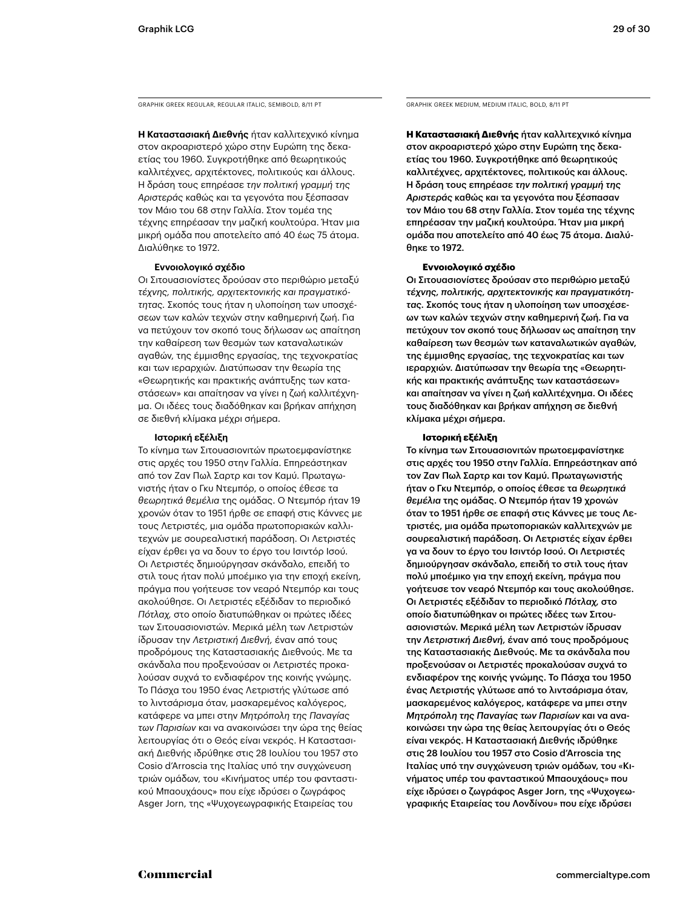GRAPHIK GREEK REGULAR, REGULAR ITALIC, SEMIBOLD, 8/11 PT

**Η Καταστασιακή Διεθνής** ήταν καλλιτεχνικό κίνημα στον ακροαριστερό χώρο στην Ευρώπη της δεκαετίας του 1960. Συγκροτήθηκε από θεωρητικούς καλλιτέχνες, αρχιτέκτονες, πολιτικούς και άλλους. Η δράση τους επηρέασε *την πολιτική γραμμή της Αριστεράς* καθώς και τα γεγονότα που ξέσπασαν τον Μάιο του 68 στην Γαλλία. Στον τομέα της τέχνης επηρέασαν την μαζική κουλτούρα. Ήταν μια μικρή ομάδα που αποτελείτο από 40 έως 75 άτομα. Διαλύθηκε το 1972.

**Εννοιολογικό σχέδιο**

Οι Σιτουασιονίστες δρούσαν στο περιθώριο μεταξύ *τέχνης, πολιτικής, αρχιτεκτονικής και πραγματικότητας*. Σκοπός τους ήταν η υλοποίηση των υποσχέσεων των καλών τεχνών στην καθημερινή ζωή. Για να πετύχουν τον σκοπό τους δήλωσαν ως απαίτηση την καθαίρεση των θεσμών των καταναλωτικών αγαθών, της έμμισθης εργασίας, της τεχνοκρατίας και των ιεραρχιών. Διατύπωσαν την θεωρία της «Θεωρητικής και πρακτικής ανάπτυξης των καταστάσεων» και απαίτησαν να γίνει η ζωή καλλιτέχνημα. Οι ιδέες τους διαδόθηκαν και βρήκαν απήχηση σε διεθνή κλίμακα μέχρι σήμερα.

**Ιστορική εξέλιξη**

Το κίνημα των Σιτουασιονιτών πρωτοεμφανίστηκε στις αρχές του 1950 στην Γαλλία. Επηρεάστηκαν από τον Ζαν Πωλ Σαρτρ και τον Καμύ. Πρωταγωνιστής ήταν ο Γκυ Ντεμπόρ, ο οποίος έθεσε τα *θεωρητικά θεμέλια* της ομάδας. Ο Ντεμπόρ ήταν 19 χρονών όταν το 1951 ήρθε σε επαφή στις Κάννες με τους Λετριστές, μια ομάδα πρωτοποριακών καλλιτεχνών με σουρεαλιστική παράδοση. Οι Λετριστές είχαν έρθει γα να δουν το έργο του Ισιντόρ Ισού. Οι Λετριστές δημιούργησαν σκάνδαλο, επειδή το στιλ τους ήταν πολύ μποέμικο για την εποχή εκείνη, πράγμα που γοήτευσε τον νεαρό Ντεμπόρ και τους ακολούθησε. Οι Λετριστές εξέδιδαν το περιοδικό *Πότλαχ,* στο οποίο διατυπώθηκαν οι πρώτες ιδέες των Σιτουασιονιστών. Μερικά μέλη των Λετριστών ίδρυσαν την *Λετριστική Διεθνή,* έναν από τους προδρόμους της Καταστασιακής Διεθνούς. Με τα σκάνδαλα που προξενούσαν οι Λετριστές προκαλούσαν συχνά το ενδιαφέρον της κοινής γνώμης. Το Πάσχα του 1950 ένας Λετριστής γλύτωσε από το λιντσάρισμα όταν, μασκαρεμένος καλόγερος, κατάφερε να μπει στην *Μητρόπολη της Παναγίας των Παρισίων* και να ανακοινώσει την ώρα της θείας λειτουργίας ότι ο Θεός είναι νεκρός. Η Καταστασιακή Διεθνής ιδρύθηκε στις 28 Ιουλίου του 1957 στο Cosio d'Arroscia της Ιταλίας υπό την συγχώνευση τριών ομάδων, του «Κινήματος υπέρ του φανταστικού Μπαουχάους» που είχε ιδρύσει ο ζωγράφος Asger Jorn, της «Ψυχογεωγραφικής Εταιρείας του

GRAPHIK GREEK MEDIUM, MEDIUM ITALIC, BOLD, 8/11 PT

**Η Καταστασιακή Διεθνής** ήταν καλλιτεχνικό κίνημα στον ακροαριστερό χώρο στην Ευρώπη της δεκαετίας του 1960. Συγκροτήθηκε από θεωρητικούς καλλιτέχνες, αρχιτέκτονες, πολιτικούς και άλλους. Η δράση τους επηρέασε *την πολιτική γραμμή της Αριστεράς* καθώς και τα γεγονότα που ξέσπασαν τον Μάιο του 68 στην Γαλλία. Στον τομέα της τέχνης επηρέασαν την μαζική κουλτούρα. Ήταν μια μικρή ομάδα που αποτελείτο από 40 έως 75 άτομα. Διαλύθηκε το 1972.

**Εννοιολογικό σχέδιο**

Οι Σιτουασιονίστες δρούσαν στο περιθώριο μεταξύ *τέχνης, πολιτικής, αρχιτεκτονικής και πραγματικότητας*. Σκοπός τους ήταν η υλοποίηση των υποσχέσεων των καλών τεχνών στην καθημερινή ζωή. Για να πετύχουν τον σκοπό τους δήλωσαν ως απαίτηση την καθαίρεση των θεσμών των καταναλωτικών αγαθών, της έμμισθης εργασίας, της τεχνοκρατίας και των ιεραρχιών. Διατύπωσαν την θεωρία της «Θεωρητικής και πρακτικής ανάπτυξης των καταστάσεων» και απαίτησαν να γίνει η ζωή καλλιτέχνημα. Οι ιδέες τους διαδόθηκαν και βρήκαν απήχηση σε διεθνή κλίμακα μέχρι σήμερα.

**Ιστορική εξέλιξη**

Το κίνημα των Σιτουασιονιτών πρωτοεμφανίστηκε στις αρχές του 1950 στην Γαλλία. Επηρεάστηκαν από τον Ζαν Πωλ Σαρτρ και τον Καμύ. Πρωταγωνιστής ήταν ο Γκυ Ντεμπόρ, ο οποίος έθεσε τα *θεωρητικά θεμέλια* της ομάδας. Ο Ντεμπόρ ήταν 19 χρονών όταν το 1951 ήρθε σε επαφή στις Κάννες με τους Λετριστές, μια ομάδα πρωτοποριακών καλλιτεχνών με σουρεαλιστική παράδοση. Οι Λετριστές είχαν έρθει γα να δουν το έργο του Ισιντόρ Ισού. Οι Λετριστές δημιούργησαν σκάνδαλο, επειδή το στιλ τους ήταν πολύ μποέμικο για την εποχή εκείνη, πράγμα που γοήτευσε τον νεαρό Ντεμπόρ και τους ακολούθησε. Οι Λετριστές εξέδιδαν το περιοδικό *Πότλαχ,* στο οποίο διατυπώθηκαν οι πρώτες ιδέες των Σιτουασιονιστών. Μερικά μέλη των Λετριστών ίδρυσαν την *Λετριστική Διεθνή,* έναν από τους προδρόμους της Καταστασιακής Διεθνούς. Με τα σκάνδαλα που προξενούσαν οι Λετριστές προκαλούσαν συχνά το ενδιαφέρον της κοινής γνώμης. Το Πάσχα του 1950 ένας Λετριστής γλύτωσε από το λιντσάρισμα όταν, μασκαρεμένος καλόγερος, κατάφερε να μπει στην *Μητρόπολη της Παναγίας των Παρισίων* και να ανακοινώσει την ώρα της θείας λειτουργίας ότι ο Θεός είναι νεκρός. Η Καταστασιακή Διεθνής ιδρύθηκε στις 28 Ιουλίου του 1957 στο Cosio d'Arroscia της Ιταλίας υπό την συγχώνευση τριών ομάδων, του «Κινήματος υπέρ του φανταστικού Μπαουχάους» που είχε ιδρύσει ο ζωγράφος Asger Jorn, της «Ψυχογεωγραφικής Εταιρείας του Λονδίνου» που είχε ιδρύσει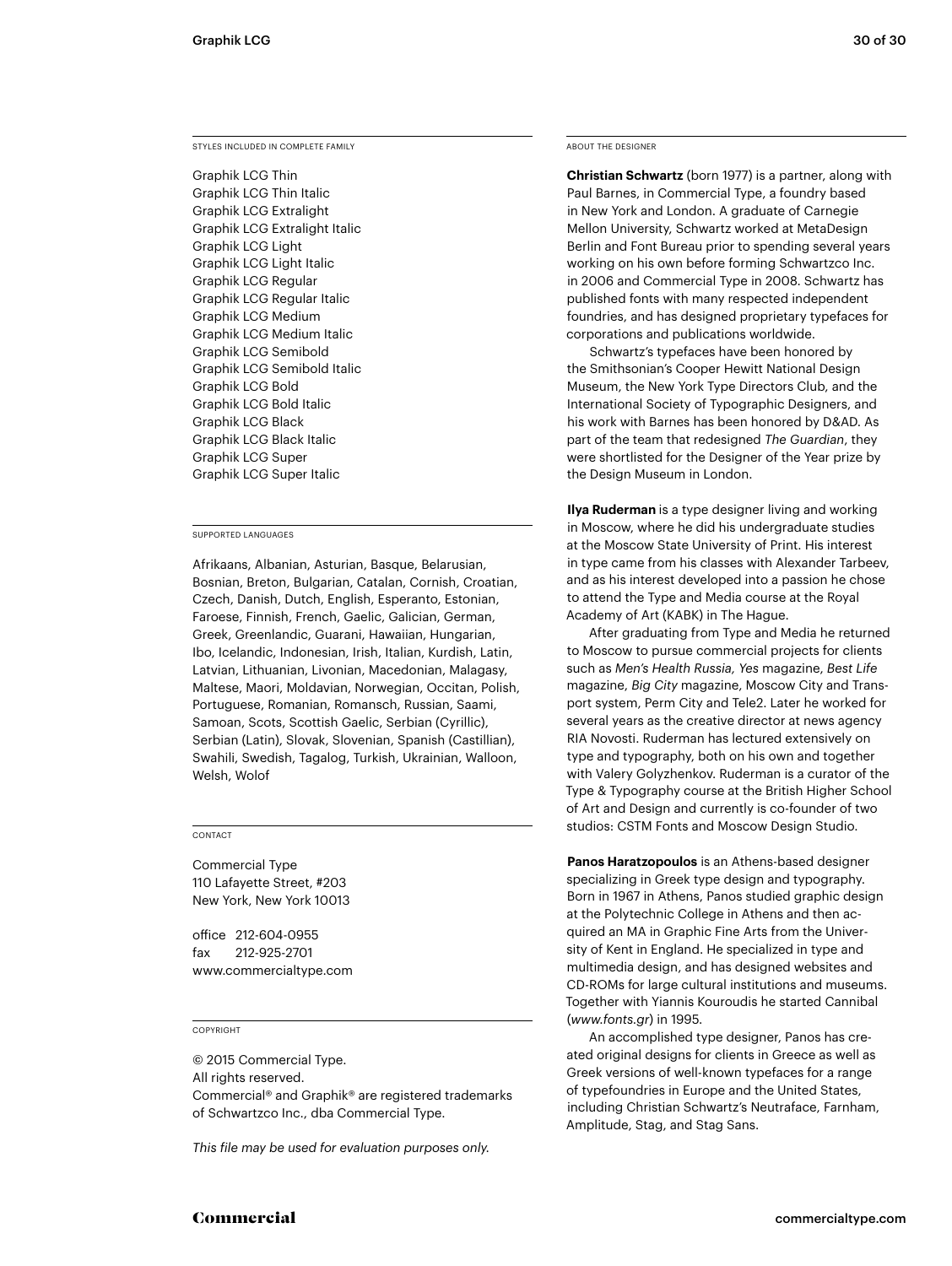STYLES INCLUDED IN COMPLETE FAMILY

Graphik LCG Thin
Graphik LCG Thin Italic
Graphik LCG Extralight
Graphik LCG Extralight Italic
Graphik LCG Light
Graphik LCG Light Italic
Graphik LCG Regular
Graphik LCG Regular Italic
Graphik LCG Medium
Graphik LCG Medium Italic
Graphik LCG Semibold
Graphik LCG Semibold Italic
Graphik LCG Bold
Graphik LCG Bold Italic
Graphik LCG Black
Graphik LCG Black Italic
Graphik LCG Super
Graphik LCG Super Italic

SUPPORTED LANGUAGES

Afrikaans, Albanian, Asturian, Basque, Belarusian, Bosnian, Breton, Bulgarian, Catalan, Cornish, Croatian, Czech, Danish, Dutch, English, Esperanto, Estonian, Faroese, Finnish, French, Gaelic, Galician, German, Greek, Greenlandic, Guarani, Hawaiian, Hungarian, Ibo, Icelandic, Indonesian, Irish, Italian, Kurdish, Latin, Latvian, Lithuanian, Livonian, Macedonian, Malagasy, Maltese, Maori, Moldavian, Norwegian, Occitan, Polish, Portuguese, Romanian, Romansch, Russian, Saami, Samoan, Scots, Scottish Gaelic, Serbian (Cyrillic), Serbian (Latin), Slovak, Slovenian, Spanish (Castillian), Swahili, Swedish, Tagalog, Turkish, Ukrainian, Walloon, Welsh, Wolof

CONTACT

Commercial Type
110 Lafayette Street, #203
New York, New York 10013

office 212-604-0955
fax 212-925-2701
www.commercialtype.com

COPYRIGHT

© 2015 Commercial Type.
All rights reserved.
Commercial® and Graphik® are registered trademarks of Schwartzco Inc., dba Commercial Type.

*This file may be used for evaluation purposes only.*

ABOUT THE DESIGNER

**Christian Schwartz** (born 1977) is a partner, along with Paul Barnes, in Commercial Type, a foundry based in New York and London. A graduate of Carnegie Mellon University, Schwartz worked at MetaDesign Berlin and Font Bureau prior to spending several years working on his own before forming Schwartzco Inc. in 2006 and Commercial Type in 2008. Schwartz has published fonts with many respected independent foundries, and has designed proprietary typefaces for corporations and publications worldwide.

Schwartz's typefaces have been honored by the Smithsonian's Cooper Hewitt National Design Museum, the New York Type Directors Club, and the International Society of Typographic Designers, and his work with Barnes has been honored by D&AD. As part of the team that redesigned *The Guardian*, they were shortlisted for the Designer of the Year prize by the Design Museum in London.

**Ilya Ruderman** is a type designer living and working in Moscow, where he did his undergraduate studies at the Moscow State University of Print. His interest in type came from his classes with Alexander Tarbeev, and as his interest developed into a passion he chose to attend the Type and Media course at the Royal Academy of Art (KABK) in The Hague.

After graduating from Type and Media he returned to Moscow to pursue commercial projects for clients such as *Men's Health Russia*, *Yes* magazine, *Best Life* magazine, *Big City* magazine, Moscow City and Transport system, Perm City and Tele2. Later he worked for several years as the creative director at news agency RIA Novosti. Ruderman has lectured extensively on type and typography, both on his own and together with Valery Golyzhenkov. Ruderman is a curator of the Type & Typography course at the British Higher School of Art and Design and currently is co-founder of two studios: CSTM Fonts and Moscow Design Studio.

**Panos Haratzopoulos** is an Athens-based designer specializing in Greek type design and typography. Born in 1967 in Athens, Panos studied graphic design at the Polytechnic College in Athens and then acquired an MA in Graphic Fine Arts from the University of Kent in England. He specialized in type and multimedia design, and has designed websites and CD-ROMs for large cultural institutions and museums. Together with Yiannis Kouroudis he started Cannibal (*www.fonts.gr*) in 1995.

An accomplished type designer, Panos has created original designs for clients in Greece as well as Greek versions of well-known typefaces for a range of typefoundries in Europe and the United States, including Christian Schwartz's Neutraface, Farnham, Amplitude, Stag, and Stag Sans.